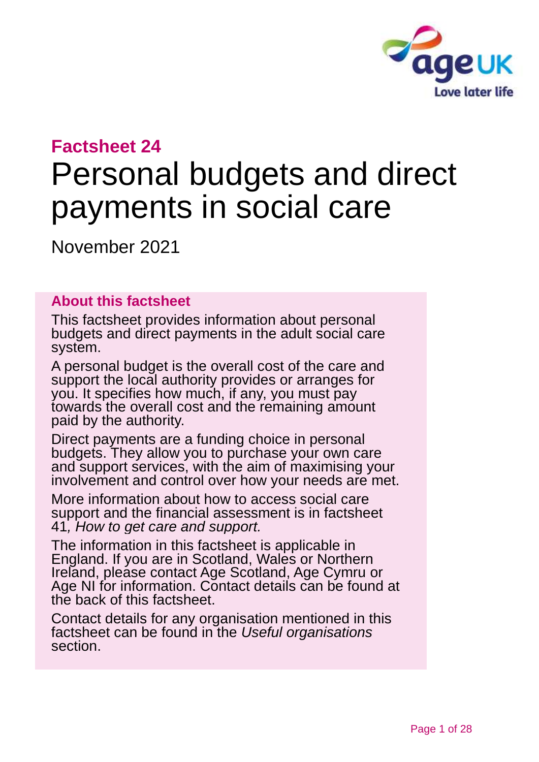## Factsheet 24

# Personal budgets and direct payments in social care

November 2021

### About this factsheet

This factsheet provides information about personal budgets and direct payments in the adult social care system.

A personal budget is the overall cost of the care and support the local authority provides or arranges for you. It specifies how much, if any, you must pay towards the overall cost and the remaining amount paid by the authority.

Direct payments are a funding choice in personal budgets. They allow you to purchase your own care and support services, with the aim of maximising your involvement and control over how your needs are met.

More information about how to access social care support and the financial assessment is in factsheet 41*, How to get care and support.*

The information in this factsheet is applicable in England. If you are in Scotland, Wales or Northern Ireland, please contact Age Scotland, Age Cymru or Age NI for information. Contact details can be found at the back of this factsheet.

Contact details for any organisation mentioned in this factsheet can be found in the *Useful organisations* section.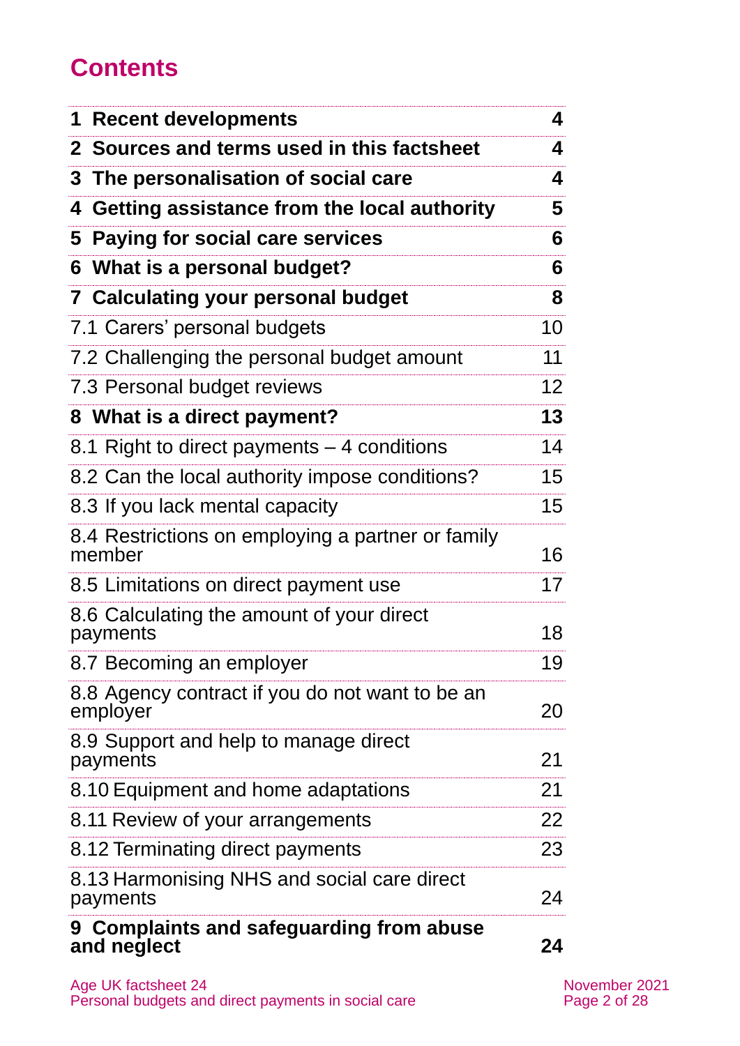## Contents

| | |
|---|---|
| **1 Recent developments** | **4** |
| **2 Sources and terms used in this factsheet** | **4** |
| **3 The personalisation of social care** | **4** |
| **4 Getting assistance from the local authority** | **5** |
| **5 Paying for social care services** | **6** |
| **6 What is a personal budget?** | **6** |
| **7 Calculating your personal budget** | **8** |
| 7.1 Carers' personal budgets | 10 |
| 7.2 Challenging the personal budget amount | 11 |
| 7.3 Personal budget reviews | 12 |
| **8 What is a direct payment?** | **13** |
| 8.1 Right to direct payments – 4 conditions | 14 |
| 8.2 Can the local authority impose conditions? | 15 |
| 8.3 If you lack mental capacity | 15 |
| 8.4 Restrictions on employing a partner or family member | 16 |
| 8.5 Limitations on direct payment use | 17 |
| 8.6 Calculating the amount of your direct payments | 18 |
| 8.7 Becoming an employer | 19 |
| 8.8 Agency contract if you do not want to be an employer | 20 |
| 8.9 Support and help to manage direct payments | 21 |
| 8.10 Equipment and home adaptations | 21 |
| 8.11 Review of your arrangements | 22 |
| 8.12 Terminating direct payments | 23 |
| 8.13 Harmonising NHS and social care direct payments | 24 |
| **9 Complaints and safeguarding from abuse and neglect** | **24** |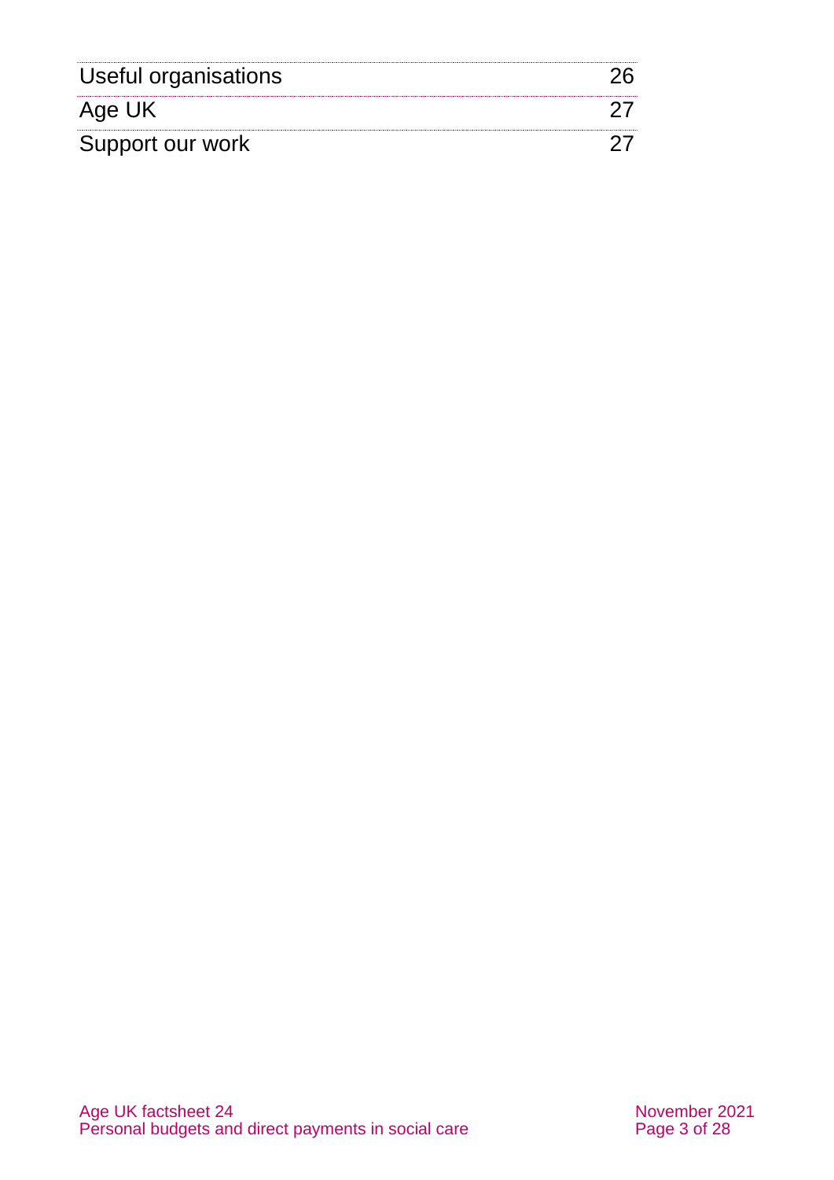| | |
|---|---|
| Useful organisations | 26 |
| Age UK | 27 |
| Support our work | 27 |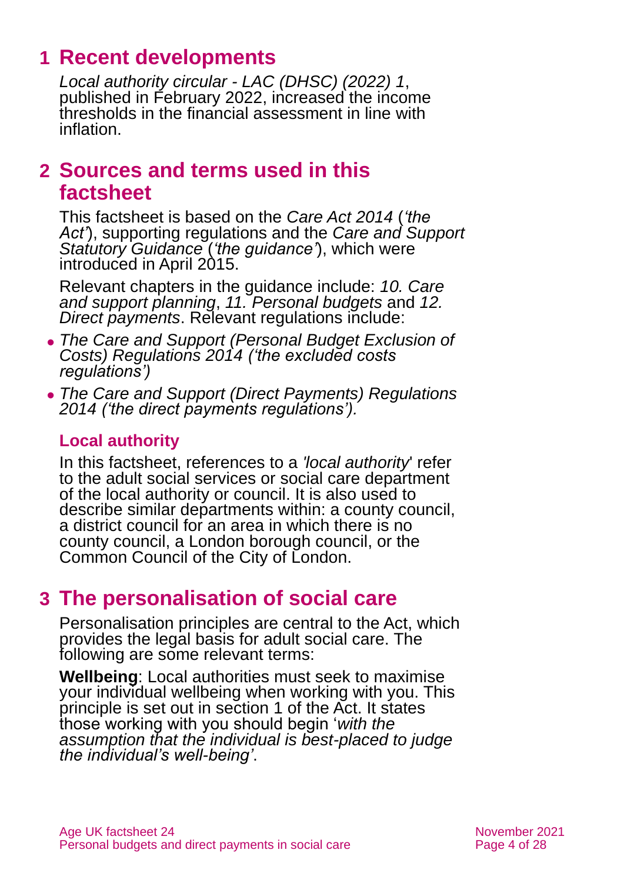# 1 Recent developments

*Local authority circular - LAC (DHSC) (2022) 1*, published in February 2022, increased the income thresholds in the financial assessment in line with inflation.

# 2 Sources and terms used in this factsheet

This factsheet is based on the *Care Act 2014* (*'the Act'*), supporting regulations and the *Care and Support Statutory Guidance* (*'the guidance'*), which were introduced in April 2015.

Relevant chapters in the guidance include: *10. Care and support planning*, *11. Personal budgets* and *12. Direct payments*. Relevant regulations include:

- *The Care and Support (Personal Budget Exclusion of Costs) Regulations 2014 ('the excluded costs regulations')*
- *The Care and Support (Direct Payments) Regulations 2014 ('the direct payments regulations').*

### Local authority

In this factsheet, references to a *'local authority*' refer to the adult social services or social care department of the local authority or council. It is also used to describe similar departments within: a county council, a district council for an area in which there is no county council, a London borough council, or the Common Council of the City of London.

# 3 The personalisation of social care

Personalisation principles are central to the Act, which provides the legal basis for adult social care. The following are some relevant terms:

**Wellbeing**: Local authorities must seek to maximise your individual wellbeing when working with you. This principle is set out in section 1 of the Act. It states those working with you should begin '*with the assumption that the individual is best-placed to judge the individual's well-being'*.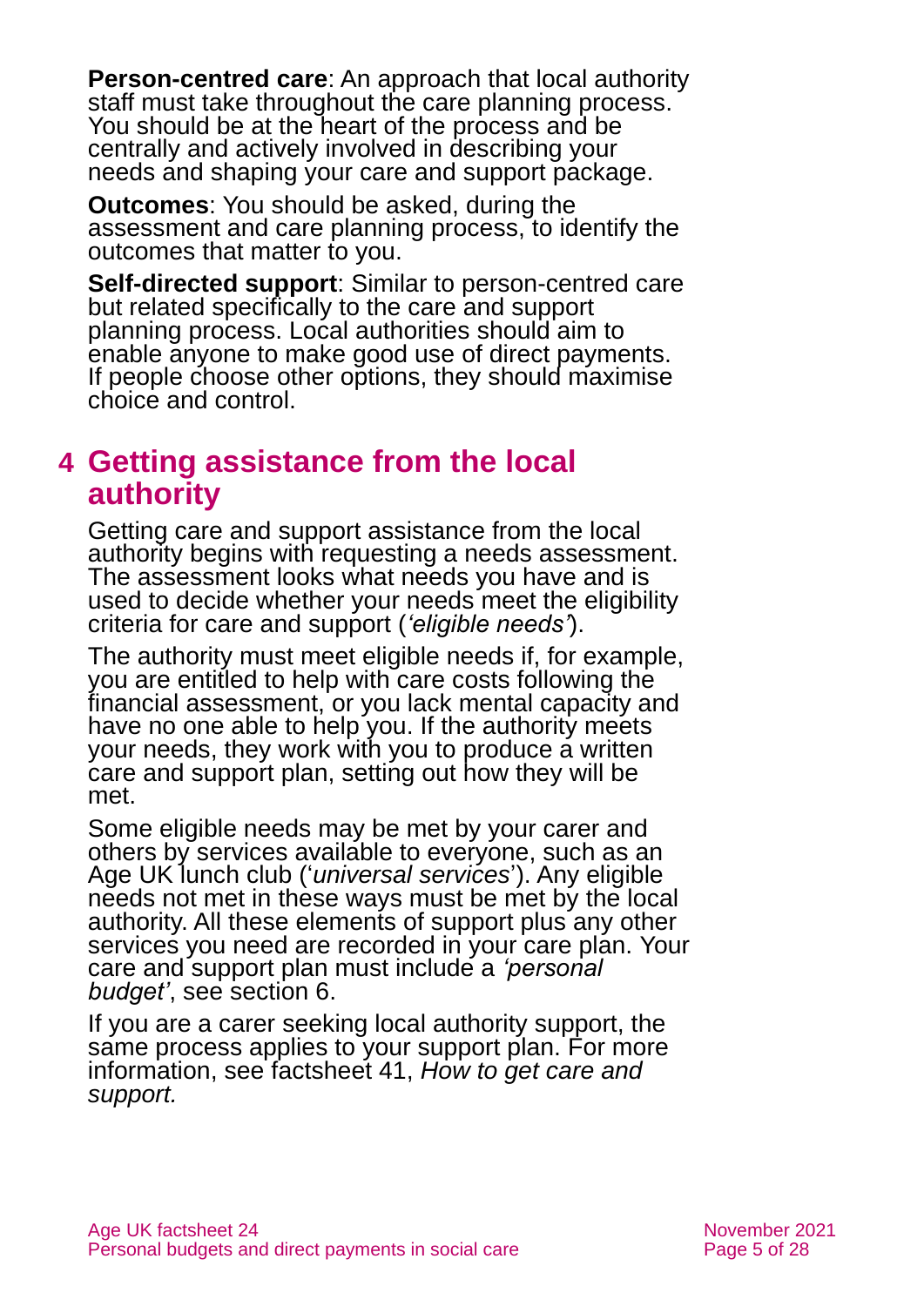**Person-centred care**: An approach that local authority staff must take throughout the care planning process. You should be at the heart of the process and be centrally and actively involved in describing your needs and shaping your care and support package.

**Outcomes**: You should be asked, during the assessment and care planning process, to identify the outcomes that matter to you.

**Self-directed support**: Similar to person-centred care but related specifically to the care and support planning process. Local authorities should aim to enable anyone to make good use of direct payments. If people choose other options, they should maximise choice and control.

## 4 Getting assistance from the local authority

Getting care and support assistance from the local authority begins with requesting a needs assessment. The assessment looks what needs you have and is used to decide whether your needs meet the eligibility criteria for care and support (*'eligible needs'*).

The authority must meet eligible needs if, for example, you are entitled to help with care costs following the financial assessment, or you lack mental capacity and have no one able to help you. If the authority meets your needs, they work with you to produce a written care and support plan, setting out how they will be met.

Some eligible needs may be met by your carer and others by services available to everyone, such as an Age UK lunch club ('*universal services*'). Any eligible needs not met in these ways must be met by the local authority. All these elements of support plus any other services you need are recorded in your care plan. Your care and support plan must include a *'personal budget'*, see section 6.

If you are a carer seeking local authority support, the same process applies to your support plan. For more information, see factsheet 41, *How to get care and support.*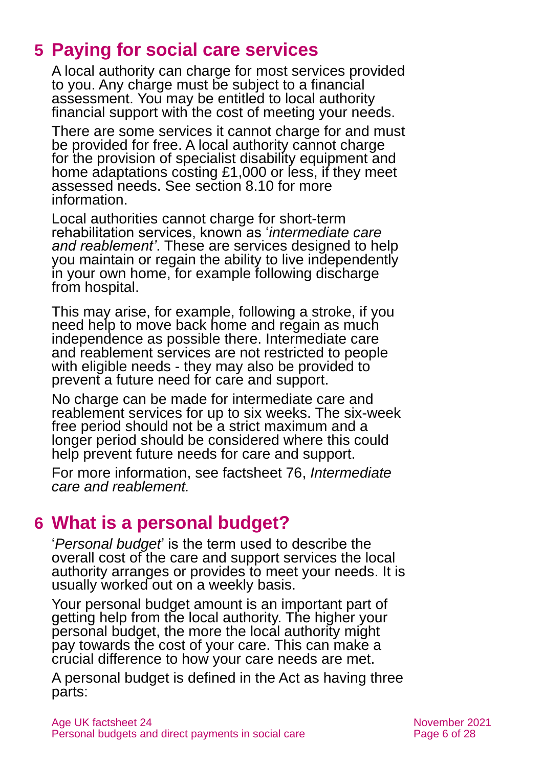## 5 Paying for social care services

A local authority can charge for most services provided to you. Any charge must be subject to a financial assessment. You may be entitled to local authority financial support with the cost of meeting your needs.

There are some services it cannot charge for and must be provided for free. A local authority cannot charge for the provision of specialist disability equipment and home adaptations costing £1,000 or less, if they meet assessed needs. See section 8.10 for more information.

Local authorities cannot charge for short-term rehabilitation services, known as '*intermediate care and reablement'*. These are services designed to help you maintain or regain the ability to live independently in your own home, for example following discharge from hospital.

This may arise, for example, following a stroke, if you need help to move back home and regain as much independence as possible there. Intermediate care and reablement services are not restricted to people with eligible needs - they may also be provided to prevent a future need for care and support.

No charge can be made for intermediate care and reablement services for up to six weeks. The six-week free period should not be a strict maximum and a longer period should be considered where this could help prevent future needs for care and support.

For more information, see factsheet 76, *Intermediate care and reablement.*

## 6 What is a personal budget?

'*Personal budget*' is the term used to describe the overall cost of the care and support services the local authority arranges or provides to meet your needs. It is usually worked out on a weekly basis.

Your personal budget amount is an important part of getting help from the local authority. The higher your personal budget, the more the local authority might pay towards the cost of your care. This can make a crucial difference to how your care needs are met.

A personal budget is defined in the Act as having three parts: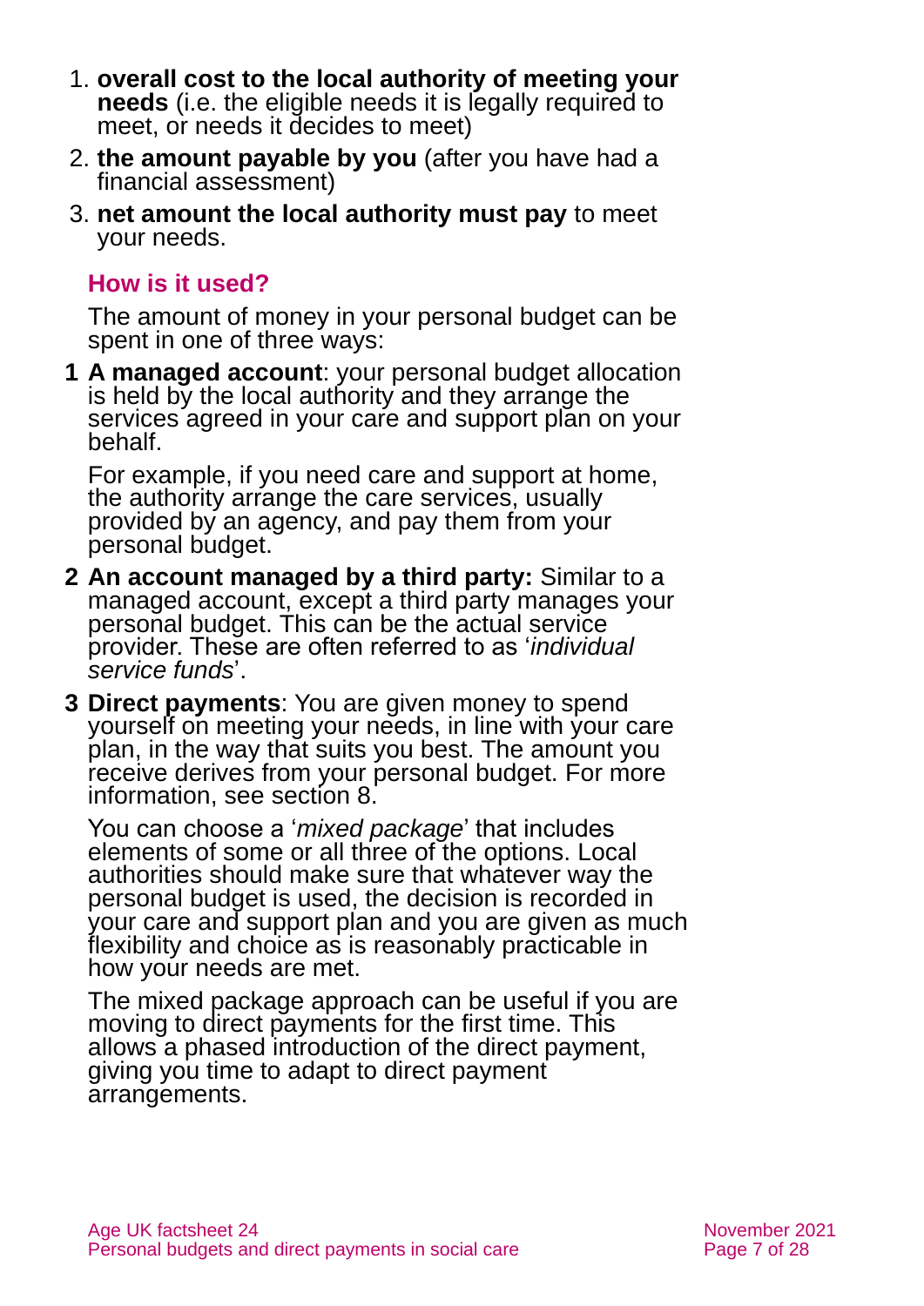1. **overall cost to the local authority of meeting your needs** (i.e. the eligible needs it is legally required to meet, or needs it decides to meet)
2. **the amount payable by you** (after you have had a financial assessment)
3. **net amount the local authority must pay** to meet your needs.

### How is it used?

The amount of money in your personal budget can be spent in one of three ways:

**1 A managed account**: your personal budget allocation is held by the local authority and they arrange the services agreed in your care and support plan on your behalf.

For example, if you need care and support at home, the authority arrange the care services, usually provided by an agency, and pay them from your personal budget.

**2 An account managed by a third party:** Similar to a managed account, except a third party manages your personal budget. This can be the actual service provider. These are often referred to as '*individual service funds*'.

**3 Direct payments**: You are given money to spend yourself on meeting your needs, in line with your care plan, in the way that suits you best. The amount you receive derives from your personal budget. For more information, see section 8.

You can choose a '*mixed package*' that includes elements of some or all three of the options. Local authorities should make sure that whatever way the personal budget is used, the decision is recorded in your care and support plan and you are given as much flexibility and choice as is reasonably practicable in how your needs are met.

The mixed package approach can be useful if you are moving to direct payments for the first time. This allows a phased introduction of the direct payment, giving you time to adapt to direct payment arrangements.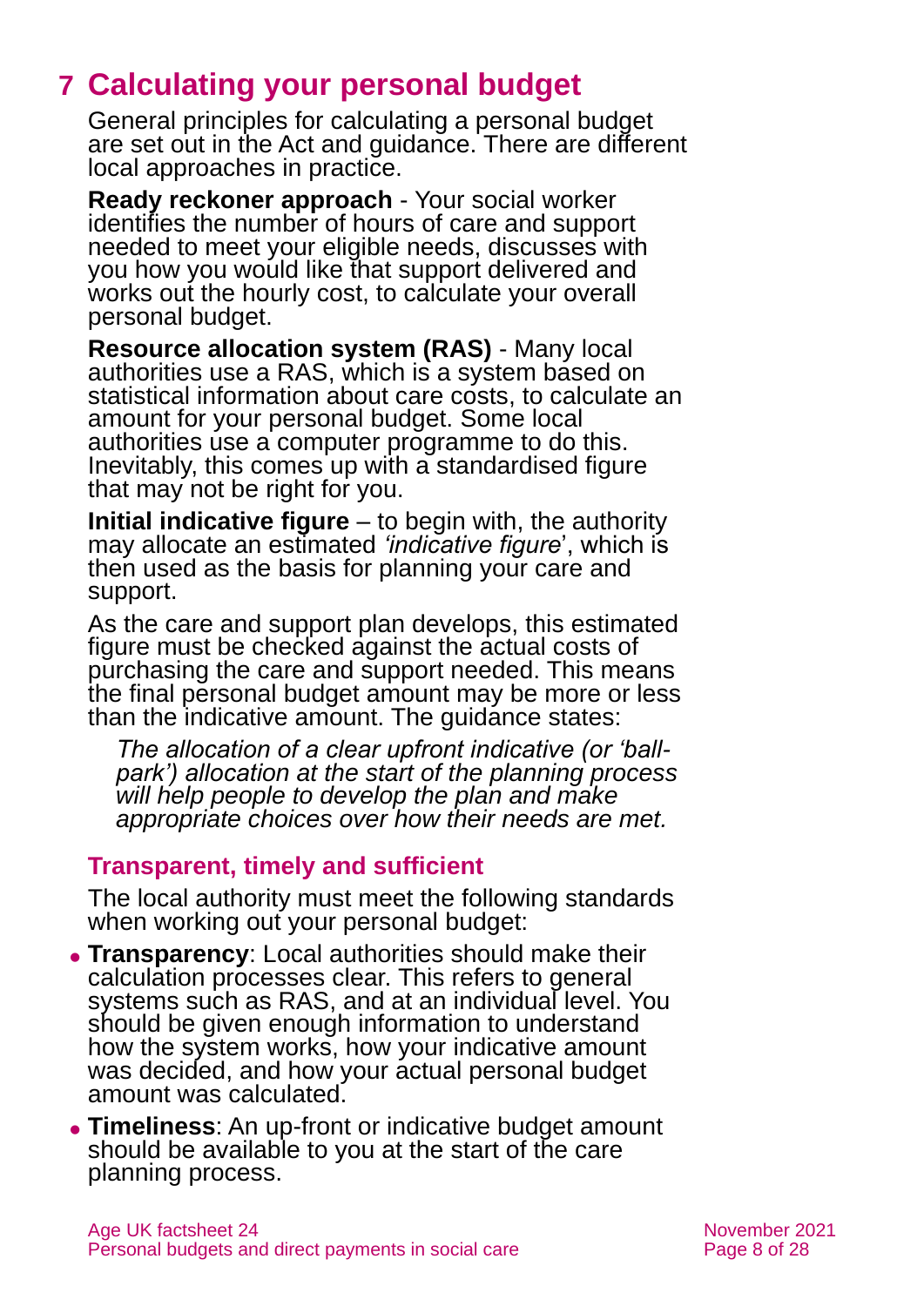# 7 Calculating your personal budget

General principles for calculating a personal budget are set out in the Act and guidance. There are different local approaches in practice.

**Ready reckoner approach** - Your social worker identifies the number of hours of care and support needed to meet your eligible needs, discusses with you how you would like that support delivered and works out the hourly cost, to calculate your overall personal budget.

**Resource allocation system (RAS)** - Many local authorities use a RAS, which is a system based on statistical information about care costs, to calculate an amount for your personal budget. Some local authorities use a computer programme to do this. Inevitably, this comes up with a standardised figure that may not be right for you.

**Initial indicative figure** – to begin with, the authority may allocate an estimated *'indicative figure*', which is then used as the basis for planning your care and support.

As the care and support plan develops, this estimated figure must be checked against the actual costs of purchasing the care and support needed. This means the final personal budget amount may be more or less than the indicative amount. The guidance states:

> *The allocation of a clear upfront indicative (or 'ball-park') allocation at the start of the planning process will help people to develop the plan and make appropriate choices over how their needs are met.*

## Transparent, timely and sufficient

The local authority must meet the following standards when working out your personal budget:

- **Transparency**: Local authorities should make their calculation processes clear. This refers to general systems such as RAS, and at an individual level. You should be given enough information to understand how the system works, how your indicative amount was decided, and how your actual personal budget amount was calculated.
- **Timeliness**: An up-front or indicative budget amount should be available to you at the start of the care planning process.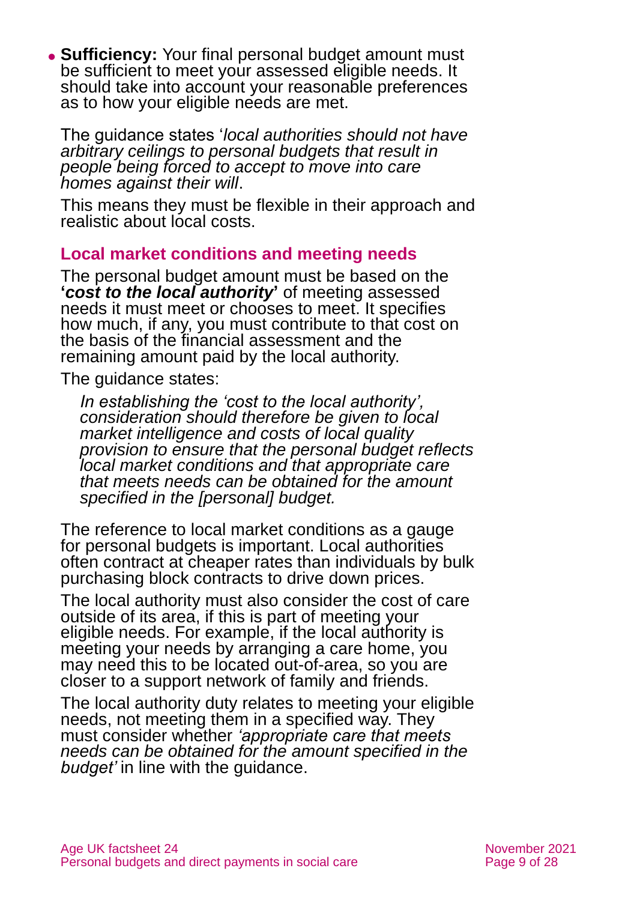- **Sufficiency:** Your final personal budget amount must be sufficient to meet your assessed eligible needs. It should take into account your reasonable preferences as to how your eligible needs are met.

  The guidance states '*local authorities should not have arbitrary ceilings to personal budgets that result in people being forced to accept to move into care homes against their will*.

  This means they must be flexible in their approach and realistic about local costs.

### Local market conditions and meeting needs

The personal budget amount must be based on the **'*cost to the local authority*'** of meeting assessed needs it must meet or chooses to meet. It specifies how much, if any, you must contribute to that cost on the basis of the financial assessment and the remaining amount paid by the local authority.

The guidance states:

> *In establishing the 'cost to the local authority', consideration should therefore be given to local market intelligence and costs of local quality provision to ensure that the personal budget reflects local market conditions and that appropriate care that meets needs can be obtained for the amount specified in the [personal] budget.*

The reference to local market conditions as a gauge for personal budgets is important. Local authorities often contract at cheaper rates than individuals by bulk purchasing block contracts to drive down prices.

The local authority must also consider the cost of care outside of its area, if this is part of meeting your eligible needs. For example, if the local authority is meeting your needs by arranging a care home, you may need this to be located out-of-area, so you are closer to a support network of family and friends.

The local authority duty relates to meeting your eligible needs, not meeting them in a specified way. They must consider whether *'appropriate care that meets needs can be obtained for the amount specified in the budget'* in line with the guidance.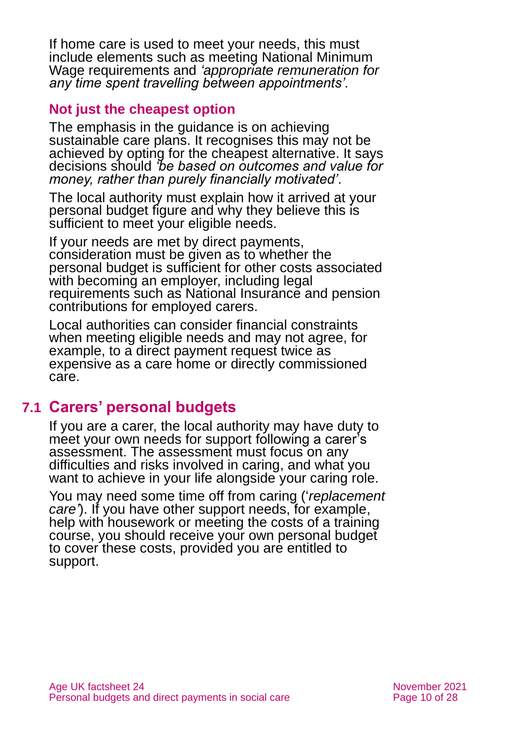If home care is used to meet your needs, this must include elements such as meeting National Minimum Wage requirements and *'appropriate remuneration for any time spent travelling between appointments'.*

### Not just the cheapest option

The emphasis in the guidance is on achieving sustainable care plans. It recognises this may not be achieved by opting for the cheapest alternative. It says decisions should *'be based on outcomes and value for money, rather than purely financially motivated'*.

The local authority must explain how it arrived at your personal budget figure and why they believe this is sufficient to meet your eligible needs.

If your needs are met by direct payments, consideration must be given as to whether the personal budget is sufficient for other costs associated with becoming an employer, including legal requirements such as National Insurance and pension contributions for employed carers.

Local authorities can consider financial constraints when meeting eligible needs and may not agree, for example, to a direct payment request twice as expensive as a care home or directly commissioned care.

## 7.1 Carers' personal budgets

If you are a carer, the local authority may have duty to meet your own needs for support following a carer's assessment. The assessment must focus on any difficulties and risks involved in caring, and what you want to achieve in your life alongside your caring role.

You may need some time off from caring ('*replacement care*'). If you have other support needs, for example, help with housework or meeting the costs of a training course, you should receive your own personal budget to cover these costs, provided you are entitled to support.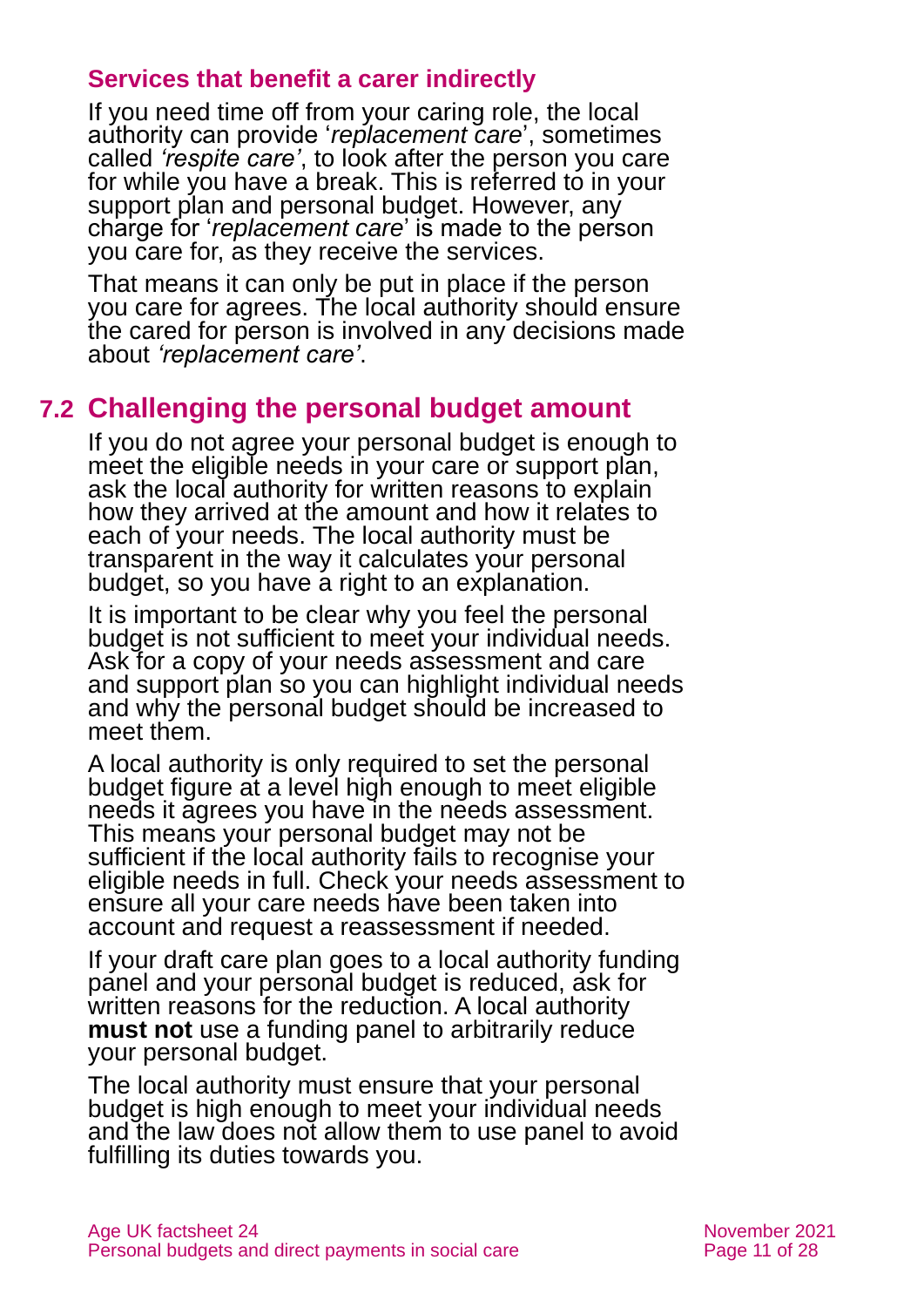### Services that benefit a carer indirectly

If you need time off from your caring role, the local authority can provide '*replacement care*', sometimes called *'respite care'*, to look after the person you care for while you have a break. This is referred to in your support plan and personal budget. However, any charge for '*replacement care*' is made to the person you care for, as they receive the services.

That means it can only be put in place if the person you care for agrees. The local authority should ensure the cared for person is involved in any decisions made about *'replacement care'*.

## 7.2 Challenging the personal budget amount

If you do not agree your personal budget is enough to meet the eligible needs in your care or support plan, ask the local authority for written reasons to explain how they arrived at the amount and how it relates to each of your needs. The local authority must be transparent in the way it calculates your personal budget, so you have a right to an explanation.

It is important to be clear why you feel the personal budget is not sufficient to meet your individual needs. Ask for a copy of your needs assessment and care and support plan so you can highlight individual needs and why the personal budget should be increased to meet them.

A local authority is only required to set the personal budget figure at a level high enough to meet eligible needs it agrees you have in the needs assessment. This means your personal budget may not be sufficient if the local authority fails to recognise your eligible needs in full. Check your needs assessment to ensure all your care needs have been taken into account and request a reassessment if needed.

If your draft care plan goes to a local authority funding panel and your personal budget is reduced, ask for written reasons for the reduction. A local authority **must not** use a funding panel to arbitrarily reduce your personal budget.

The local authority must ensure that your personal budget is high enough to meet your individual needs and the law does not allow them to use panel to avoid fulfilling its duties towards you.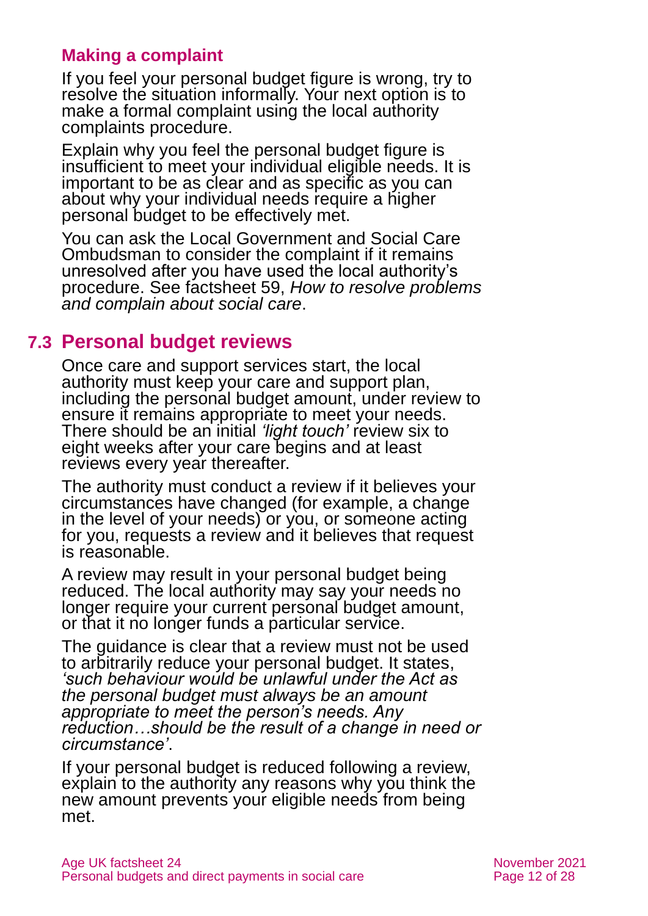### Making a complaint

If you feel your personal budget figure is wrong, try to resolve the situation informally. Your next option is to make a formal complaint using the local authority complaints procedure.

Explain why you feel the personal budget figure is insufficient to meet your individual eligible needs. It is important to be as clear and as specific as you can about why your individual needs require a higher personal budget to be effectively met.

You can ask the Local Government and Social Care Ombudsman to consider the complaint if it remains unresolved after you have used the local authority's procedure. See factsheet 59, *How to resolve problems and complain about social care*.

## 7.3 Personal budget reviews

Once care and support services start, the local authority must keep your care and support plan, including the personal budget amount, under review to ensure it remains appropriate to meet your needs. There should be an initial *'light touch'* review six to eight weeks after your care begins and at least reviews every year thereafter.

The authority must conduct a review if it believes your circumstances have changed (for example, a change in the level of your needs) or you, or someone acting for you, requests a review and it believes that request is reasonable.

A review may result in your personal budget being reduced. The local authority may say your needs no longer require your current personal budget amount, or that it no longer funds a particular service.

The guidance is clear that a review must not be used to arbitrarily reduce your personal budget. It states, *'such behaviour would be unlawful under the Act as the personal budget must always be an amount appropriate to meet the person's needs. Any reduction…should be the result of a change in need or circumstance'*.

If your personal budget is reduced following a review, explain to the authority any reasons why you think the new amount prevents your eligible needs from being met.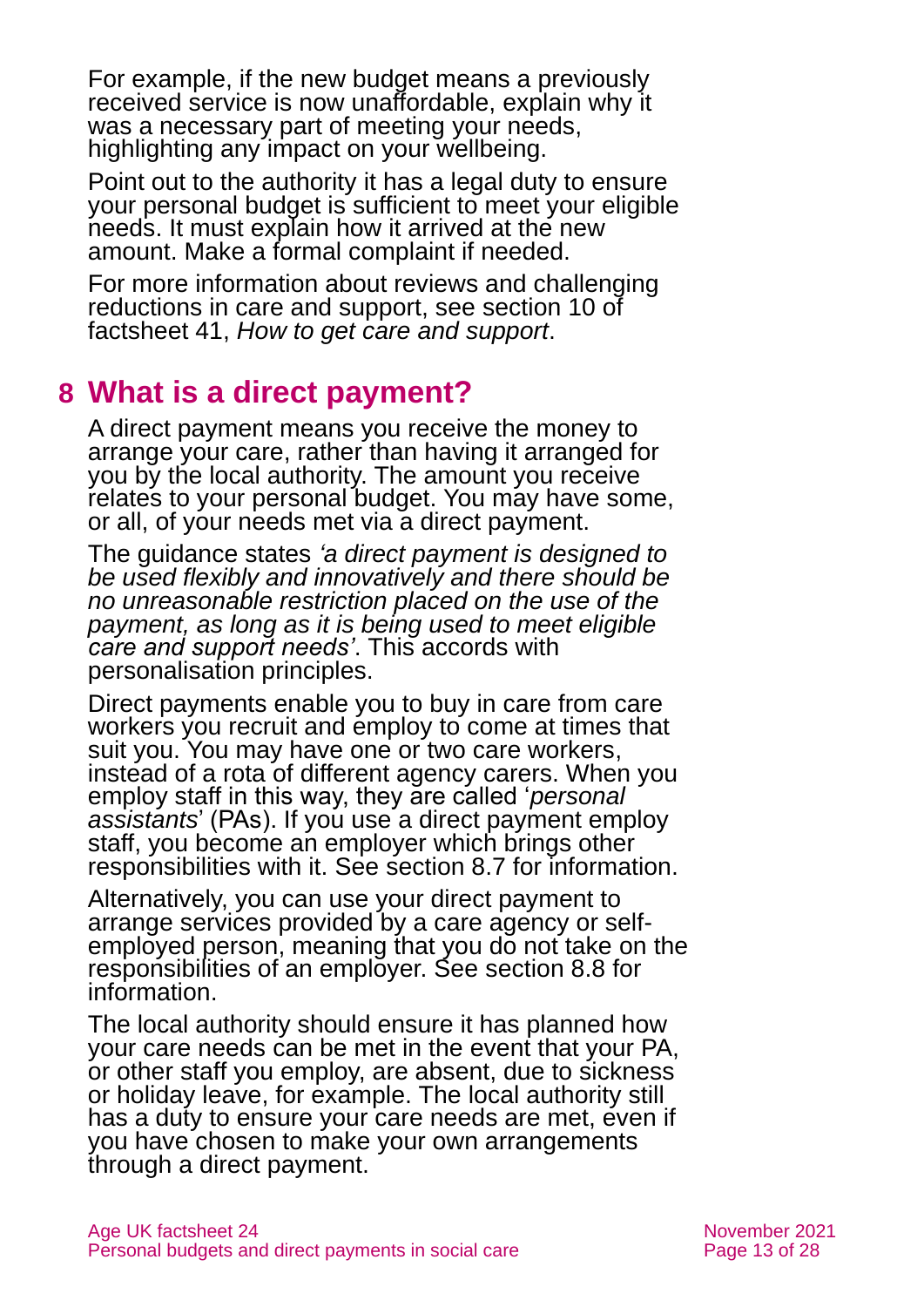For example, if the new budget means a previously received service is now unaffordable, explain why it was a necessary part of meeting your needs, highlighting any impact on your wellbeing.

Point out to the authority it has a legal duty to ensure your personal budget is sufficient to meet your eligible needs. It must explain how it arrived at the new amount. Make a formal complaint if needed.

For more information about reviews and challenging reductions in care and support, see section 10 of factsheet 41, *How to get care and support*.

## 8 What is a direct payment?

A direct payment means you receive the money to arrange your care, rather than having it arranged for you by the local authority. The amount you receive relates to your personal budget. You may have some, or all, of your needs met via a direct payment.

The guidance states *'a direct payment is designed to be used flexibly and innovatively and there should be no unreasonable restriction placed on the use of the payment, as long as it is being used to meet eligible care and support needs'*. This accords with personalisation principles.

Direct payments enable you to buy in care from care workers you recruit and employ to come at times that suit you. You may have one or two care workers, instead of a rota of different agency carers. When you employ staff in this way, they are called '*personal assistants*' (PAs). If you use a direct payment employ staff, you become an employer which brings other responsibilities with it. See section 8.7 for information.

Alternatively, you can use your direct payment to arrange services provided by a care agency or self-employed person, meaning that you do not take on the responsibilities of an employer. See section 8.8 for information.

The local authority should ensure it has planned how your care needs can be met in the event that your PA, or other staff you employ, are absent, due to sickness or holiday leave, for example. The local authority still has a duty to ensure your care needs are met, even if you have chosen to make your own arrangements through a direct payment.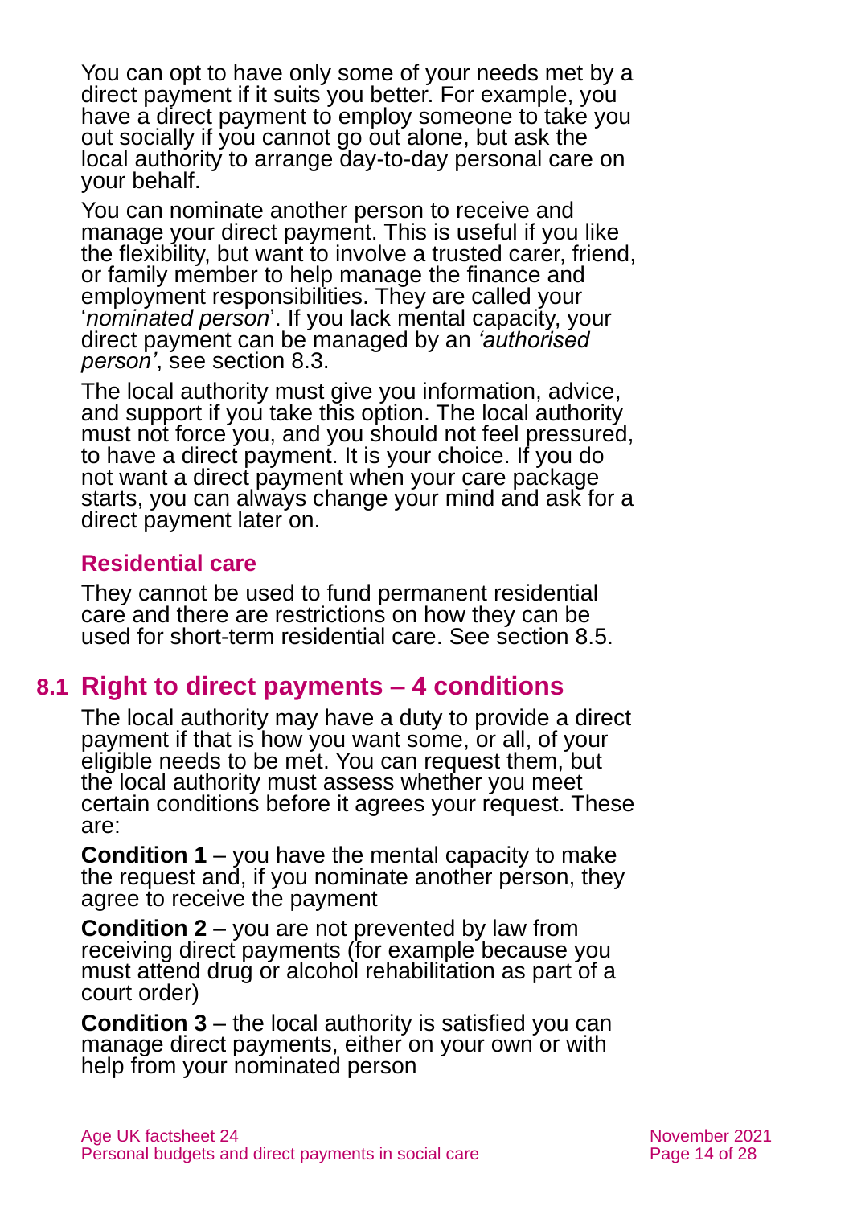You can opt to have only some of your needs met by a direct payment if it suits you better. For example, you have a direct payment to employ someone to take you out socially if you cannot go out alone, but ask the local authority to arrange day-to-day personal care on your behalf.

You can nominate another person to receive and manage your direct payment. This is useful if you like the flexibility, but want to involve a trusted carer, friend, or family member to help manage the finance and employment responsibilities. They are called your '*nominated person*'. If you lack mental capacity, your direct payment can be managed by an *'authorised person'*, see section 8.3.

The local authority must give you information, advice, and support if you take this option. The local authority must not force you, and you should not feel pressured, to have a direct payment. It is your choice. If you do not want a direct payment when your care package starts, you can always change your mind and ask for a direct payment later on.

### Residential care

They cannot be used to fund permanent residential care and there are restrictions on how they can be used for short-term residential care. See section 8.5.

## 8.1 Right to direct payments – 4 conditions

The local authority may have a duty to provide a direct payment if that is how you want some, or all, of your eligible needs to be met. You can request them, but the local authority must assess whether you meet certain conditions before it agrees your request. These are:

**Condition 1** – you have the mental capacity to make the request and, if you nominate another person, they agree to receive the payment

**Condition 2** – you are not prevented by law from receiving direct payments (for example because you must attend drug or alcohol rehabilitation as part of a court order)

**Condition 3** – the local authority is satisfied you can manage direct payments, either on your own or with help from your nominated person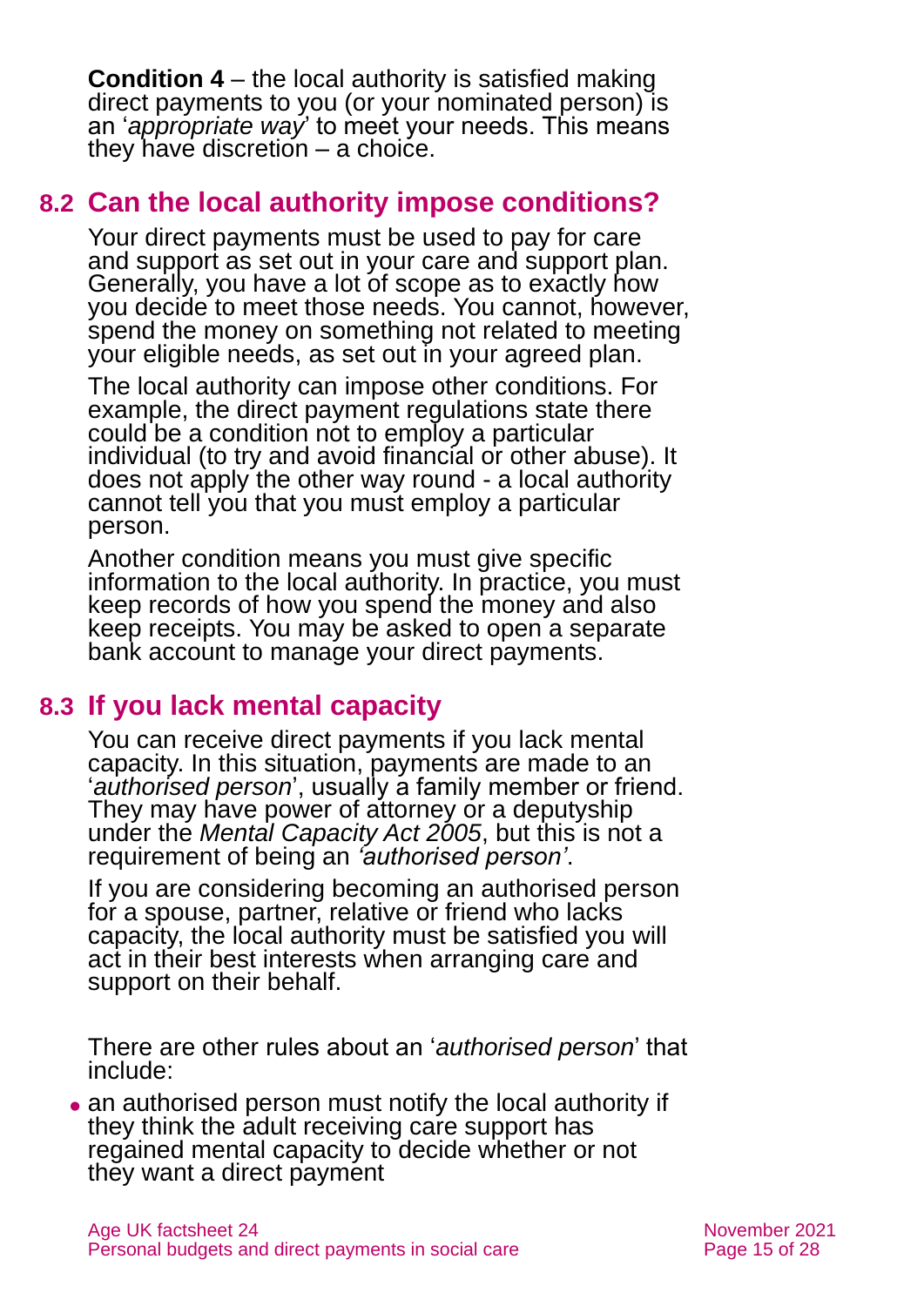**Condition 4** – the local authority is satisfied making direct payments to you (or your nominated person) is an '*appropriate way*' to meet your needs. This means they have discretion – a choice.

## 8.2 Can the local authority impose conditions?

Your direct payments must be used to pay for care and support as set out in your care and support plan. Generally, you have a lot of scope as to exactly how you decide to meet those needs. You cannot, however, spend the money on something not related to meeting your eligible needs, as set out in your agreed plan.

The local authority can impose other conditions. For example, the direct payment regulations state there could be a condition not to employ a particular individual (to try and avoid financial or other abuse). It does not apply the other way round - a local authority cannot tell you that you must employ a particular person.

Another condition means you must give specific information to the local authority. In practice, you must keep records of how you spend the money and also keep receipts. You may be asked to open a separate bank account to manage your direct payments.

## 8.3 If you lack mental capacity

You can receive direct payments if you lack mental capacity. In this situation, payments are made to an '*authorised person*', usually a family member or friend. They may have power of attorney or a deputyship under the *Mental Capacity Act 2005*, but this is not a requirement of being an *'authorised person'*.

If you are considering becoming an authorised person for a spouse, partner, relative or friend who lacks capacity, the local authority must be satisfied you will act in their best interests when arranging care and support on their behalf.

There are other rules about an '*authorised person*' that include:

- an authorised person must notify the local authority if they think the adult receiving care support has regained mental capacity to decide whether or not they want a direct payment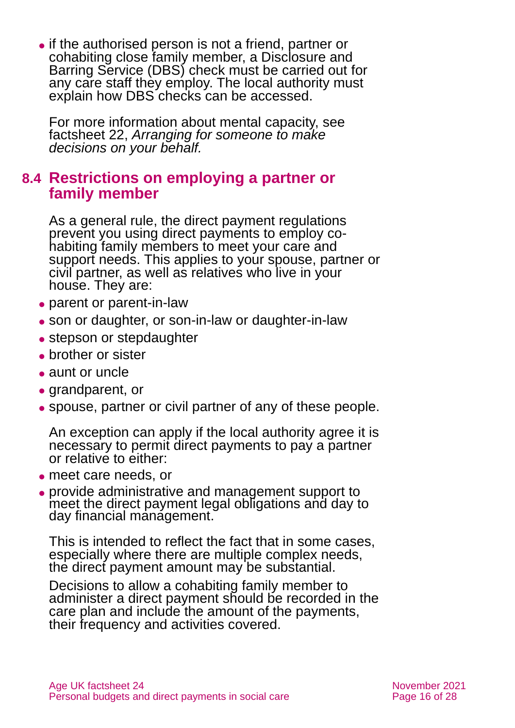- if the authorised person is not a friend, partner or cohabiting close family member, a Disclosure and Barring Service (DBS) check must be carried out for any care staff they employ. The local authority must explain how DBS checks can be accessed.

  For more information about mental capacity, see factsheet 22, *Arranging for someone to make decisions on your behalf.*

## 8.4 Restrictions on employing a partner or family member

As a general rule, the direct payment regulations prevent you using direct payments to employ co-habiting family members to meet your care and support needs. This applies to your spouse, partner or civil partner, as well as relatives who live in your house. They are:

- parent or parent-in-law
- son or daughter, or son-in-law or daughter-in-law
- stepson or stepdaughter
- brother or sister
- aunt or uncle
- grandparent, or
- spouse, partner or civil partner of any of these people.

An exception can apply if the local authority agree it is necessary to permit direct payments to pay a partner or relative to either:

- meet care needs, or
- provide administrative and management support to meet the direct payment legal obligations and day to day financial management.

This is intended to reflect the fact that in some cases, especially where there are multiple complex needs, the direct payment amount may be substantial.

Decisions to allow a cohabiting family member to administer a direct payment should be recorded in the care plan and include the amount of the payments, their frequency and activities covered.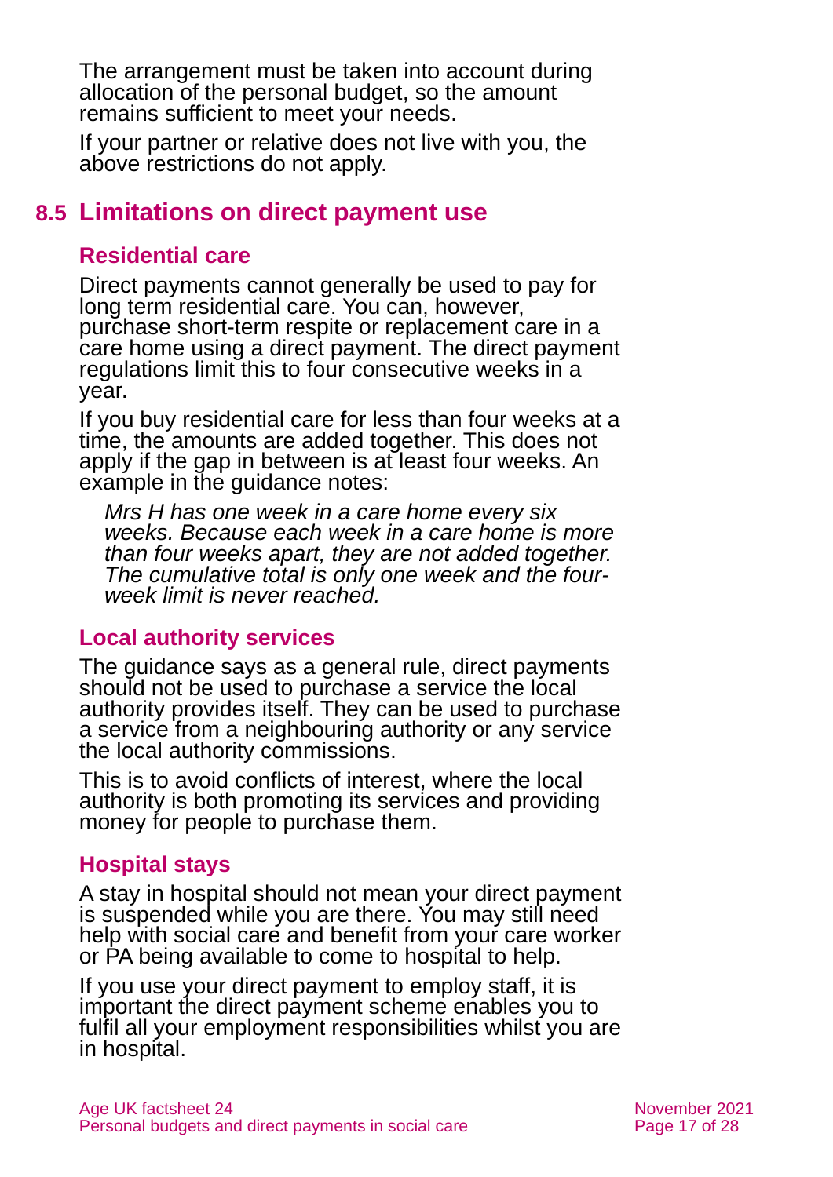The arrangement must be taken into account during allocation of the personal budget, so the amount remains sufficient to meet your needs.

If your partner or relative does not live with you, the above restrictions do not apply.

## 8.5 Limitations on direct payment use

### Residential care

Direct payments cannot generally be used to pay for long term residential care. You can, however, purchase short-term respite or replacement care in a care home using a direct payment. The direct payment regulations limit this to four consecutive weeks in a year.

If you buy residential care for less than four weeks at a time, the amounts are added together. This does not apply if the gap in between is at least four weeks. An example in the guidance notes:

> *Mrs H has one week in a care home every six weeks. Because each week in a care home is more than four weeks apart, they are not added together. The cumulative total is only one week and the four-week limit is never reached.*

### Local authority services

The guidance says as a general rule, direct payments should not be used to purchase a service the local authority provides itself. They can be used to purchase a service from a neighbouring authority or any service the local authority commissions.

This is to avoid conflicts of interest, where the local authority is both promoting its services and providing money for people to purchase them.

### Hospital stays

A stay in hospital should not mean your direct payment is suspended while you are there. You may still need help with social care and benefit from your care worker or PA being available to come to hospital to help.

If you use your direct payment to employ staff, it is important the direct payment scheme enables you to fulfil all your employment responsibilities whilst you are in hospital.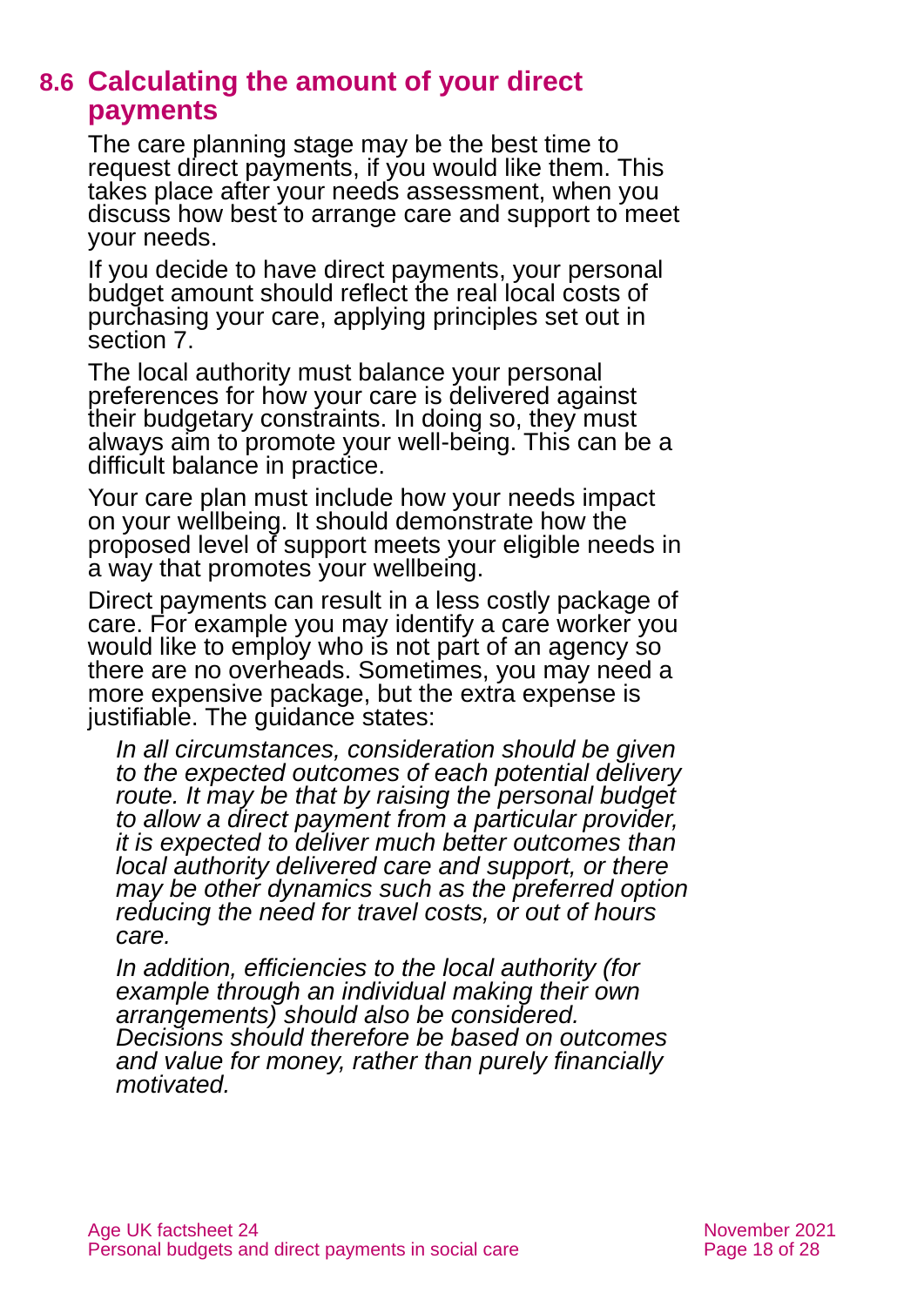## 8.6 Calculating the amount of your direct payments

The care planning stage may be the best time to request direct payments, if you would like them. This takes place after your needs assessment, when you discuss how best to arrange care and support to meet your needs.

If you decide to have direct payments, your personal budget amount should reflect the real local costs of purchasing your care, applying principles set out in section 7.

The local authority must balance your personal preferences for how your care is delivered against their budgetary constraints. In doing so, they must always aim to promote your well-being. This can be a difficult balance in practice.

Your care plan must include how your needs impact on your wellbeing. It should demonstrate how the proposed level of support meets your eligible needs in a way that promotes your wellbeing.

Direct payments can result in a less costly package of care. For example you may identify a care worker you would like to employ who is not part of an agency so there are no overheads. Sometimes, you may need a more expensive package, but the extra expense is justifiable. The guidance states:

> *In all circumstances, consideration should be given to the expected outcomes of each potential delivery route. It may be that by raising the personal budget to allow a direct payment from a particular provider, it is expected to deliver much better outcomes than local authority delivered care and support, or there may be other dynamics such as the preferred option reducing the need for travel costs, or out of hours care.*
>
> *In addition, efficiencies to the local authority (for example through an individual making their own arrangements) should also be considered. Decisions should therefore be based on outcomes and value for money, rather than purely financially motivated.*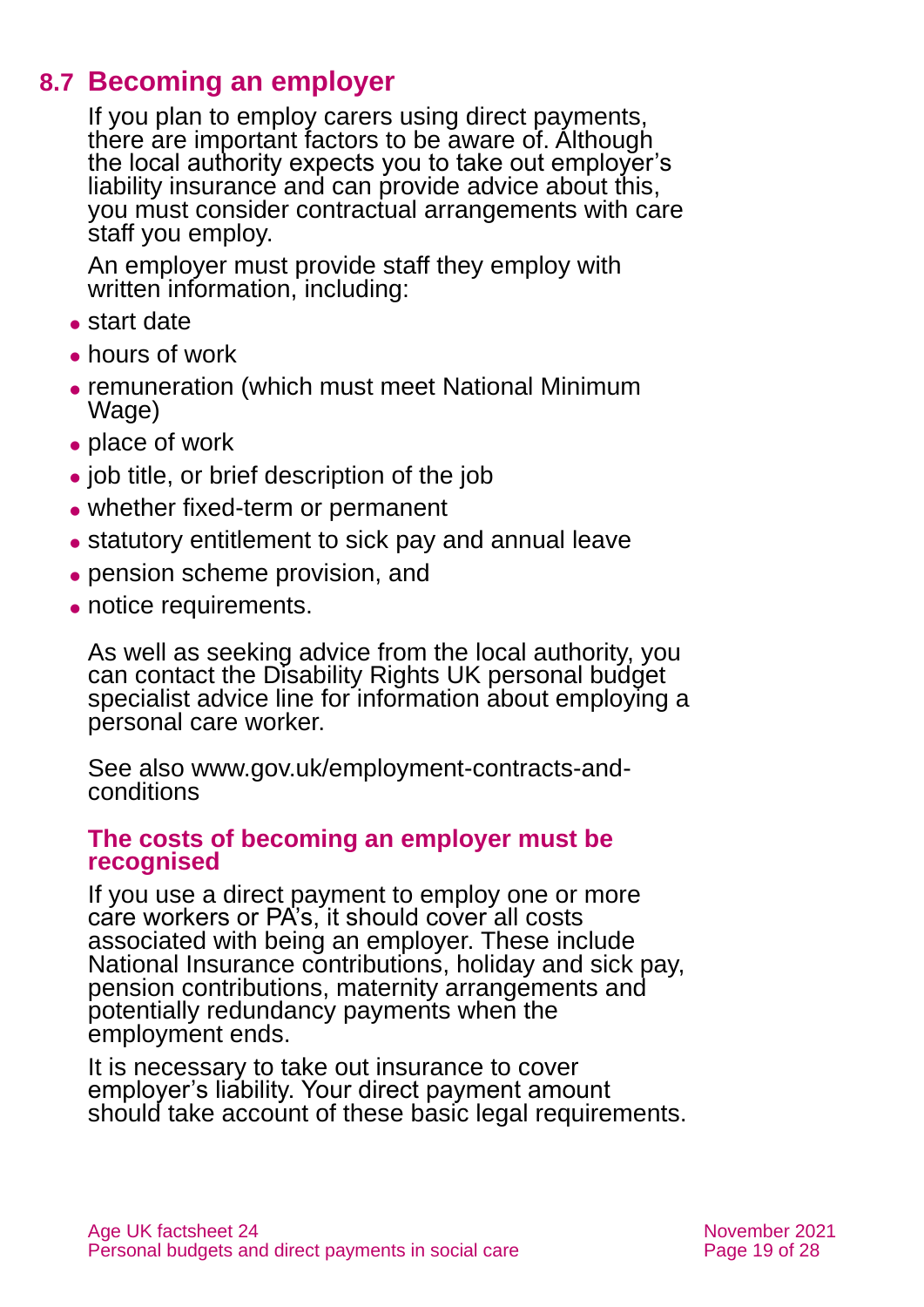## 8.7 Becoming an employer

If you plan to employ carers using direct payments, there are important factors to be aware of. Although the local authority expects you to take out employer's liability insurance and can provide advice about this, you must consider contractual arrangements with care staff you employ.

An employer must provide staff they employ with written information, including:

- start date
- hours of work
- remuneration (which must meet National Minimum Wage)
- place of work
- job title, or brief description of the job
- whether fixed-term or permanent
- statutory entitlement to sick pay and annual leave
- pension scheme provision, and
- notice requirements.

As well as seeking advice from the local authority, you can contact the Disability Rights UK personal budget specialist advice line for information about employing a personal care worker.

See also www.gov.uk/employment-contracts-and-conditions

### The costs of becoming an employer must be recognised

If you use a direct payment to employ one or more care workers or PA's, it should cover all costs associated with being an employer. These include National Insurance contributions, holiday and sick pay, pension contributions, maternity arrangements and potentially redundancy payments when the employment ends.

It is necessary to take out insurance to cover employer's liability. Your direct payment amount should take account of these basic legal requirements.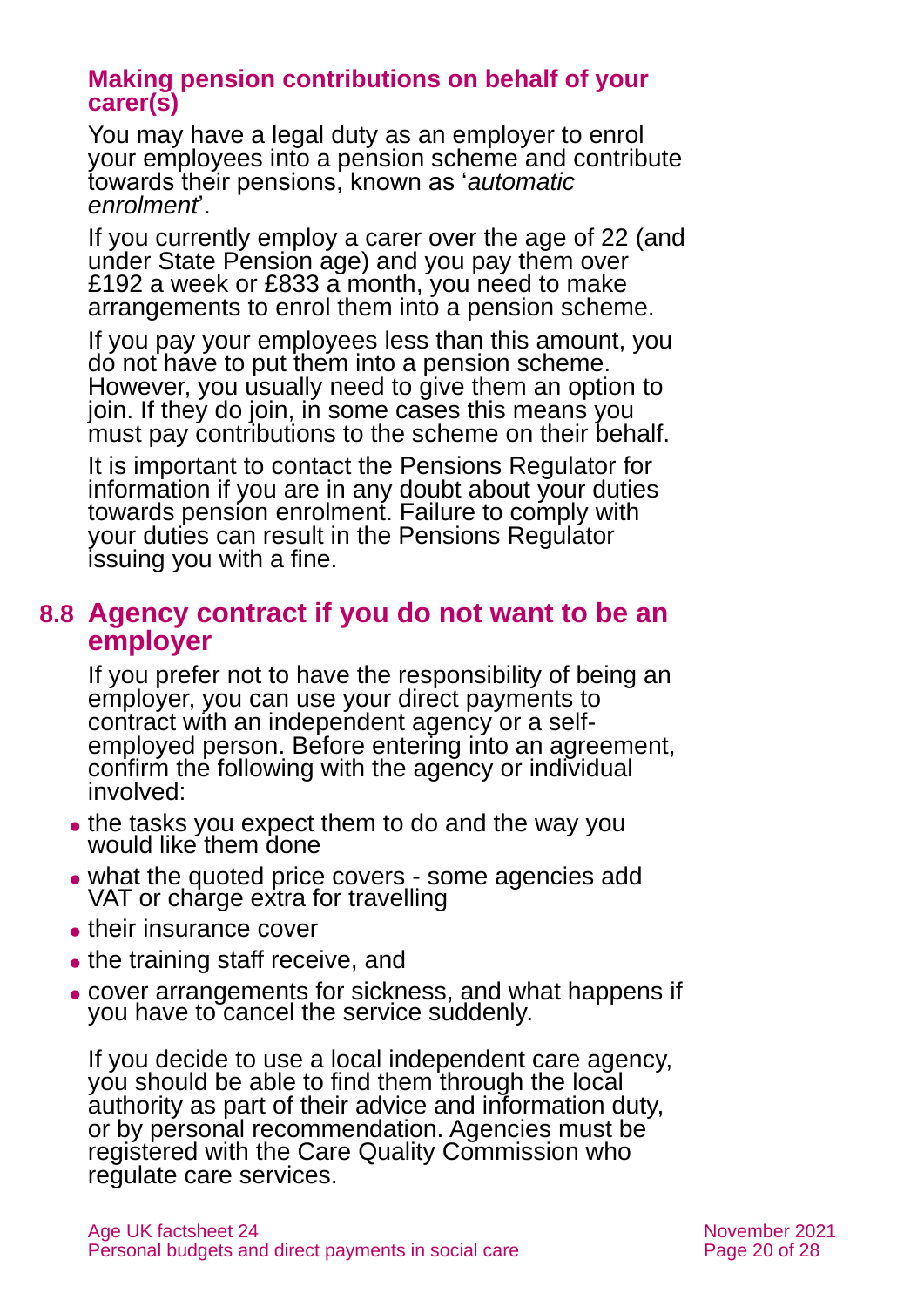### Making pension contributions on behalf of your carer(s)

You may have a legal duty as an employer to enrol your employees into a pension scheme and contribute towards their pensions, known as '*automatic enrolment*'.

If you currently employ a carer over the age of 22 (and under State Pension age) and you pay them over £192 a week or £833 a month, you need to make arrangements to enrol them into a pension scheme.

If you pay your employees less than this amount, you do not have to put them into a pension scheme. However, you usually need to give them an option to join. If they do join, in some cases this means you must pay contributions to the scheme on their behalf.

It is important to contact the Pensions Regulator for information if you are in any doubt about your duties towards pension enrolment. Failure to comply with your duties can result in the Pensions Regulator issuing you with a fine.

## 8.8 Agency contract if you do not want to be an employer

If you prefer not to have the responsibility of being an employer, you can use your direct payments to contract with an independent agency or a self-employed person. Before entering into an agreement, confirm the following with the agency or individual involved:

- the tasks you expect them to do and the way you would like them done
- what the quoted price covers - some agencies add VAT or charge extra for travelling
- their insurance cover
- the training staff receive, and
- cover arrangements for sickness, and what happens if you have to cancel the service suddenly.

If you decide to use a local independent care agency, you should be able to find them through the local authority as part of their advice and information duty, or by personal recommendation. Agencies must be registered with the Care Quality Commission who regulate care services.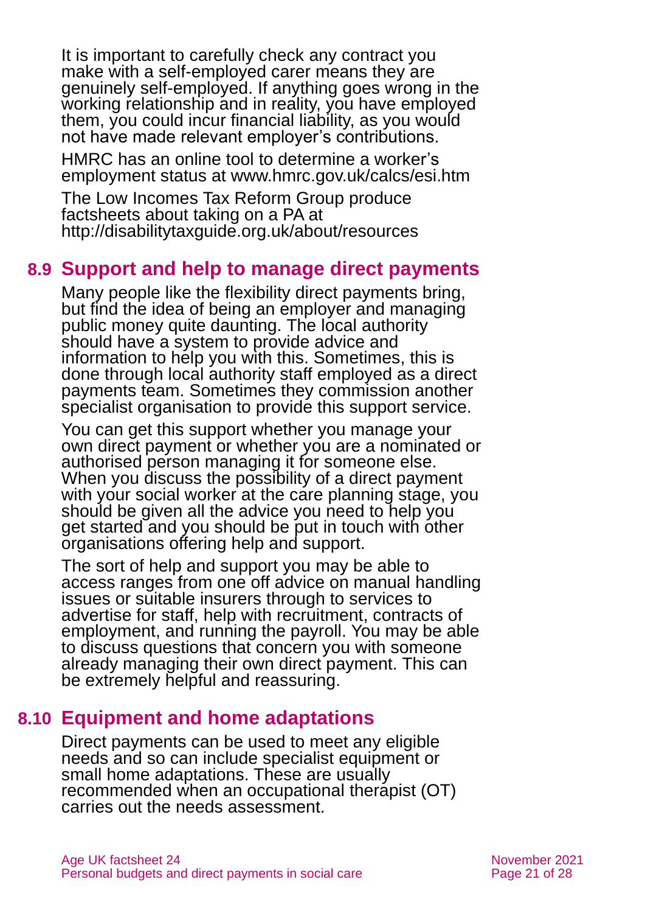It is important to carefully check any contract you make with a self-employed carer means they are genuinely self-employed. If anything goes wrong in the working relationship and in reality, you have employed them, you could incur financial liability, as you would not have made relevant employer's contributions.

HMRC has an online tool to determine a worker's employment status at www.hmrc.gov.uk/calcs/esi.htm

The Low Incomes Tax Reform Group produce factsheets about taking on a PA at http://disabilitytaxguide.org.uk/about/resources

## 8.9 Support and help to manage direct payments

Many people like the flexibility direct payments bring, but find the idea of being an employer and managing public money quite daunting. The local authority should have a system to provide advice and information to help you with this. Sometimes, this is done through local authority staff employed as a direct payments team. Sometimes they commission another specialist organisation to provide this support service.

You can get this support whether you manage your own direct payment or whether you are a nominated or authorised person managing it for someone else. When you discuss the possibility of a direct payment with your social worker at the care planning stage, you should be given all the advice you need to help you get started and you should be put in touch with other organisations offering help and support.

The sort of help and support you may be able to access ranges from one off advice on manual handling issues or suitable insurers through to services to advertise for staff, help with recruitment, contracts of employment, and running the payroll. You may be able to discuss questions that concern you with someone already managing their own direct payment. This can be extremely helpful and reassuring.

## 8.10 Equipment and home adaptations

Direct payments can be used to meet any eligible needs and so can include specialist equipment or small home adaptations. These are usually recommended when an occupational therapist (OT) carries out the needs assessment.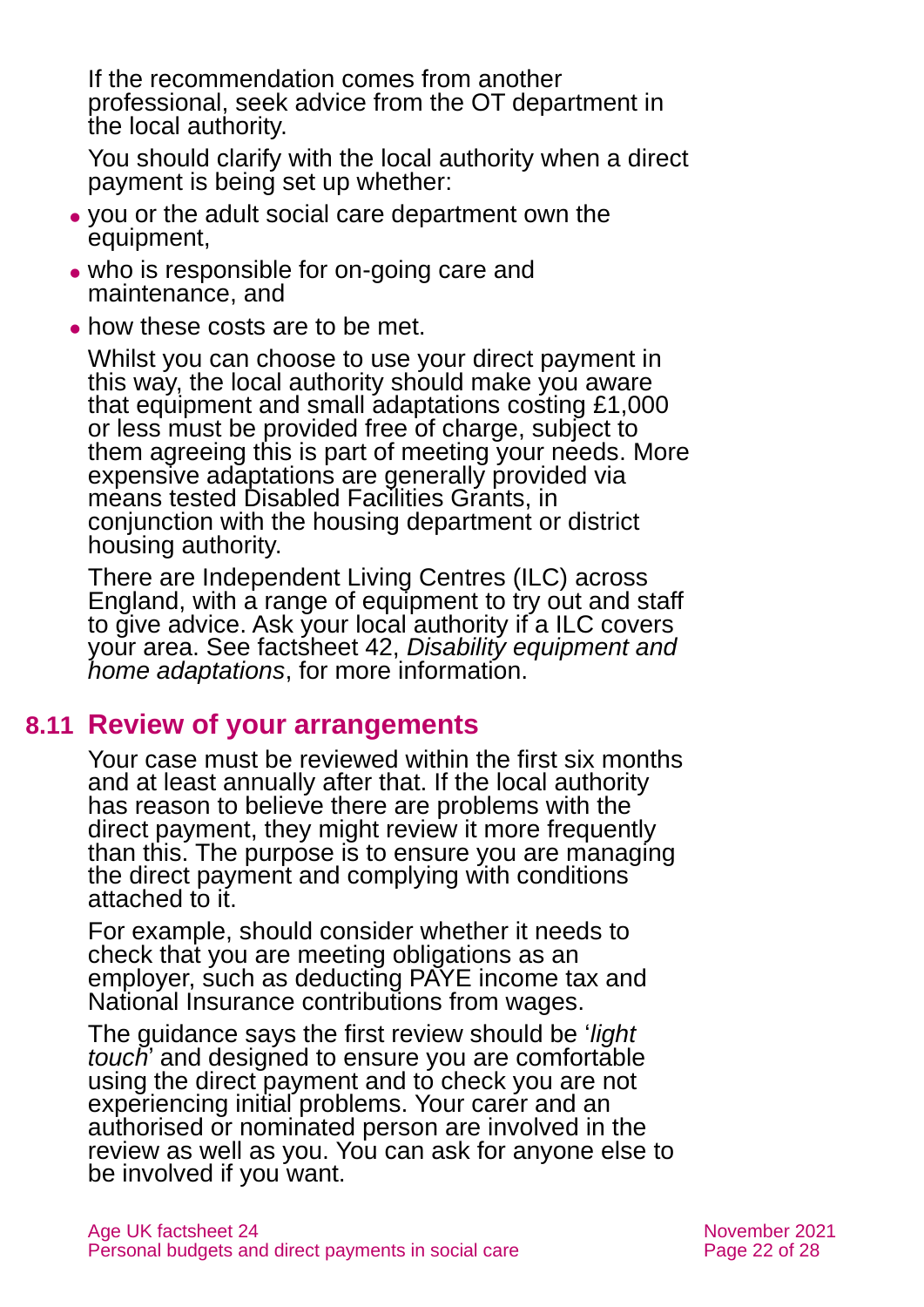If the recommendation comes from another professional, seek advice from the OT department in the local authority.

You should clarify with the local authority when a direct payment is being set up whether:

- you or the adult social care department own the equipment,
- who is responsible for on-going care and maintenance, and
- how these costs are to be met.

Whilst you can choose to use your direct payment in this way, the local authority should make you aware that equipment and small adaptations costing £1,000 or less must be provided free of charge, subject to them agreeing this is part of meeting your needs. More expensive adaptations are generally provided via means tested Disabled Facilities Grants, in conjunction with the housing department or district housing authority.

There are Independent Living Centres (ILC) across England, with a range of equipment to try out and staff to give advice. Ask your local authority if a ILC covers your area. See factsheet 42, *Disability equipment and home adaptations*, for more information.

## 8.11 Review of your arrangements

Your case must be reviewed within the first six months and at least annually after that. If the local authority has reason to believe there are problems with the direct payment, they might review it more frequently than this. The purpose is to ensure you are managing the direct payment and complying with conditions attached to it.

For example, should consider whether it needs to check that you are meeting obligations as an employer, such as deducting PAYE income tax and National Insurance contributions from wages.

The guidance says the first review should be '*light touch*' and designed to ensure you are comfortable using the direct payment and to check you are not experiencing initial problems. Your carer and an authorised or nominated person are involved in the review as well as you. You can ask for anyone else to be involved if you want.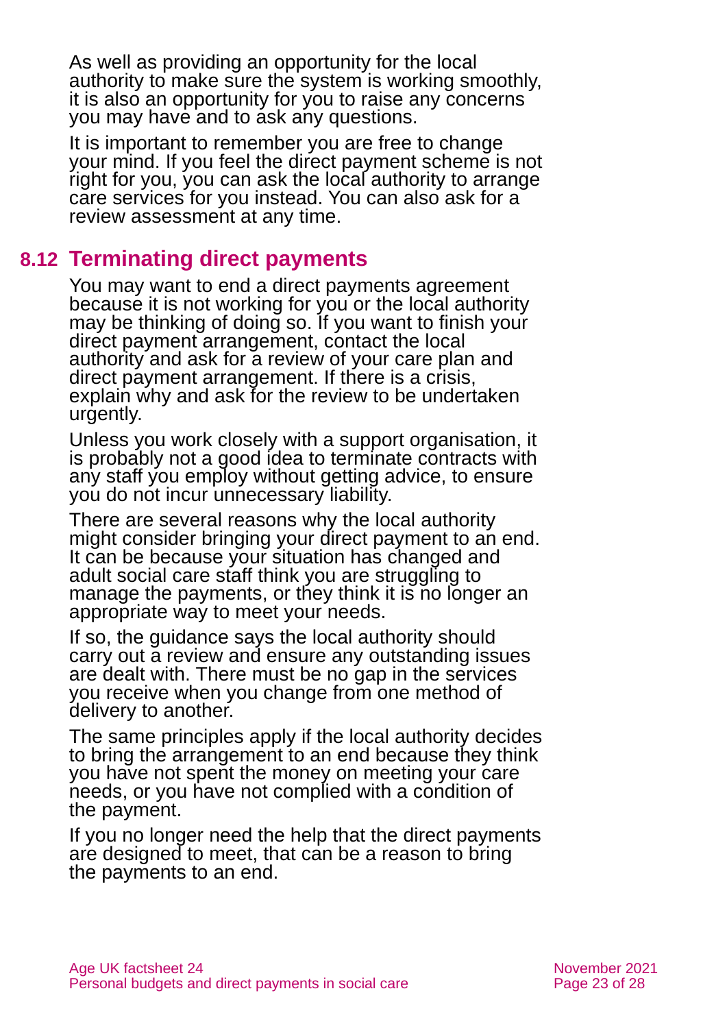As well as providing an opportunity for the local authority to make sure the system is working smoothly, it is also an opportunity for you to raise any concerns you may have and to ask any questions.

It is important to remember you are free to change your mind. If you feel the direct payment scheme is not right for you, you can ask the local authority to arrange care services for you instead. You can also ask for a review assessment at any time.

## 8.12 Terminating direct payments

You may want to end a direct payments agreement because it is not working for you or the local authority may be thinking of doing so. If you want to finish your direct payment arrangement, contact the local authority and ask for a review of your care plan and direct payment arrangement. If there is a crisis, explain why and ask for the review to be undertaken urgently.

Unless you work closely with a support organisation, it is probably not a good idea to terminate contracts with any staff you employ without getting advice, to ensure you do not incur unnecessary liability.

There are several reasons why the local authority might consider bringing your direct payment to an end. It can be because your situation has changed and adult social care staff think you are struggling to manage the payments, or they think it is no longer an appropriate way to meet your needs.

If so, the guidance says the local authority should carry out a review and ensure any outstanding issues are dealt with. There must be no gap in the services you receive when you change from one method of delivery to another.

The same principles apply if the local authority decides to bring the arrangement to an end because they think you have not spent the money on meeting your care needs, or you have not complied with a condition of the payment.

If you no longer need the help that the direct payments are designed to meet, that can be a reason to bring the payments to an end.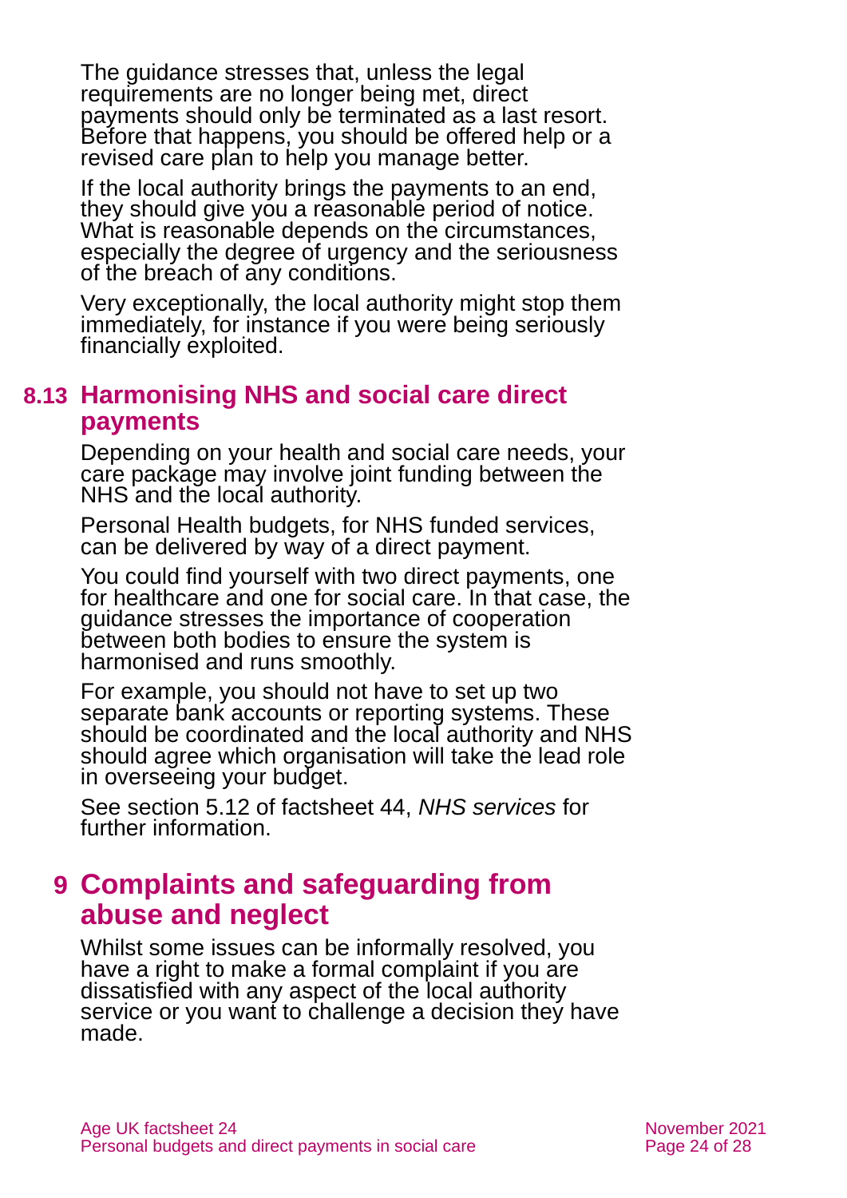The guidance stresses that, unless the legal requirements are no longer being met, direct payments should only be terminated as a last resort. Before that happens, you should be offered help or a revised care plan to help you manage better.

If the local authority brings the payments to an end, they should give you a reasonable period of notice. What is reasonable depends on the circumstances, especially the degree of urgency and the seriousness of the breach of any conditions.

Very exceptionally, the local authority might stop them immediately, for instance if you were being seriously financially exploited.

### 8.13 Harmonising NHS and social care direct payments

Depending on your health and social care needs, your care package may involve joint funding between the NHS and the local authority.

Personal Health budgets, for NHS funded services, can be delivered by way of a direct payment.

You could find yourself with two direct payments, one for healthcare and one for social care. In that case, the guidance stresses the importance of cooperation between both bodies to ensure the system is harmonised and runs smoothly.

For example, you should not have to set up two separate bank accounts or reporting systems. These should be coordinated and the local authority and NHS should agree which organisation will take the lead role in overseeing your budget.

See section 5.12 of factsheet 44, *NHS services* for further information.

## 9 Complaints and safeguarding from abuse and neglect

Whilst some issues can be informally resolved, you have a right to make a formal complaint if you are dissatisfied with any aspect of the local authority service or you want to challenge a decision they have made.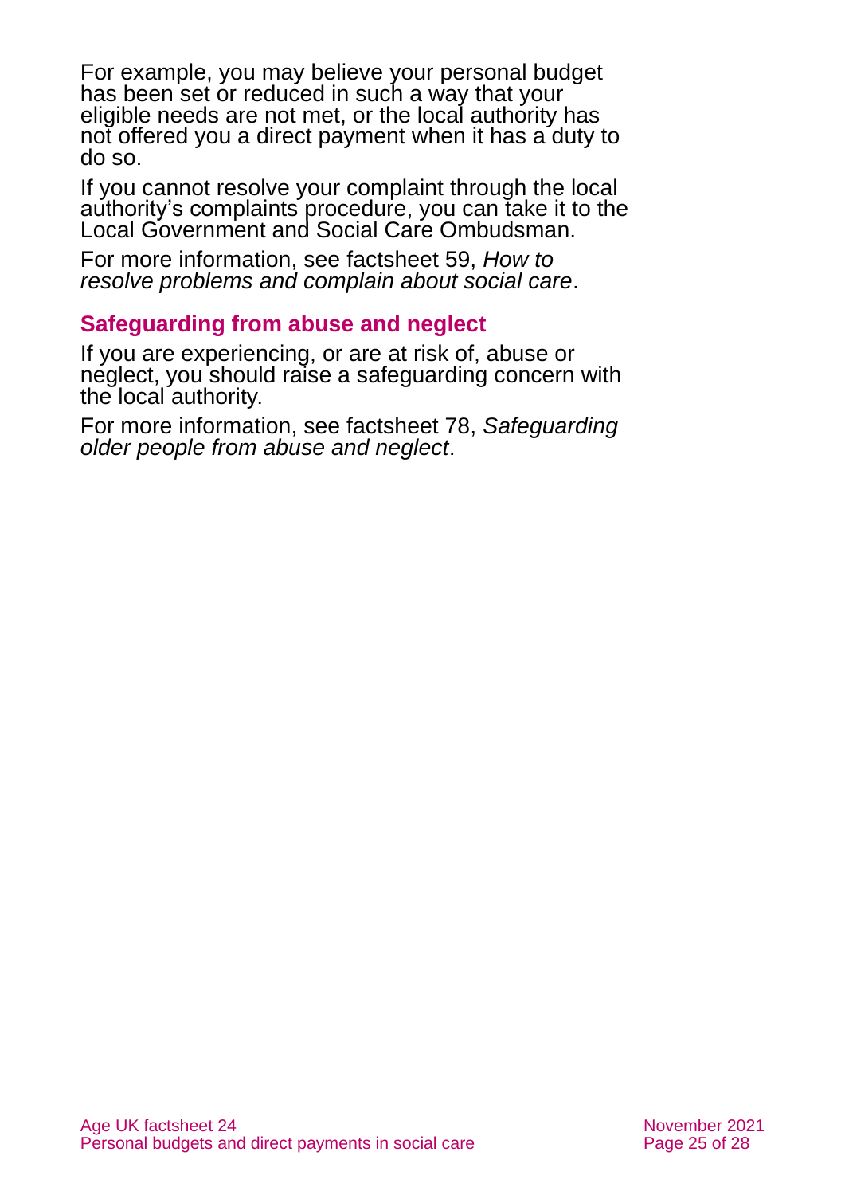For example, you may believe your personal budget has been set or reduced in such a way that your eligible needs are not met, or the local authority has not offered you a direct payment when it has a duty to do so.

If you cannot resolve your complaint through the local authority's complaints procedure, you can take it to the Local Government and Social Care Ombudsman.

For more information, see factsheet 59, *How to resolve problems and complain about social care*.

## Safeguarding from abuse and neglect

If you are experiencing, or are at risk of, abuse or neglect, you should raise a safeguarding concern with the local authority.

For more information, see factsheet 78, *Safeguarding older people from abuse and neglect*.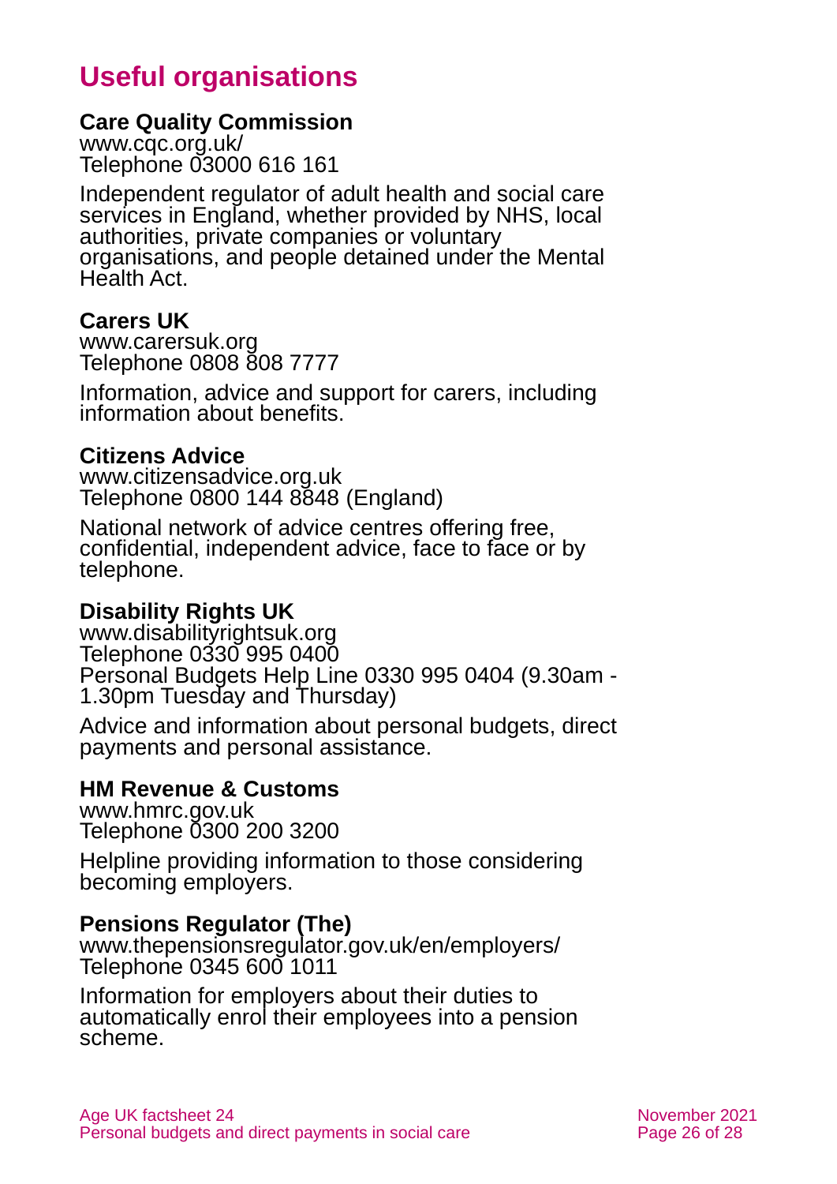# Useful organisations

**Care Quality Commission**
www.cqc.org.uk/
Telephone 03000 616 161

Independent regulator of adult health and social care services in England, whether provided by NHS, local authorities, private companies or voluntary organisations, and people detained under the Mental Health Act.

**Carers UK**
www.carersuk.org
Telephone 0808 808 7777

Information, advice and support for carers, including information about benefits.

**Citizens Advice**
www.citizensadvice.org.uk
Telephone 0800 144 8848 (England)

National network of advice centres offering free, confidential, independent advice, face to face or by telephone.

**Disability Rights UK**
www.disabilityrightsuk.org
Telephone 0330 995 0400
Personal Budgets Help Line 0330 995 0404 (9.30am - 1.30pm Tuesday and Thursday)

Advice and information about personal budgets, direct payments and personal assistance.

**HM Revenue & Customs**
www.hmrc.gov.uk
Telephone 0300 200 3200

Helpline providing information to those considering becoming employers.

**Pensions Regulator (The)**
www.thepensionsregulator.gov.uk/en/employers/
Telephone 0345 600 1011

Information for employers about their duties to automatically enrol their employees into a pension scheme.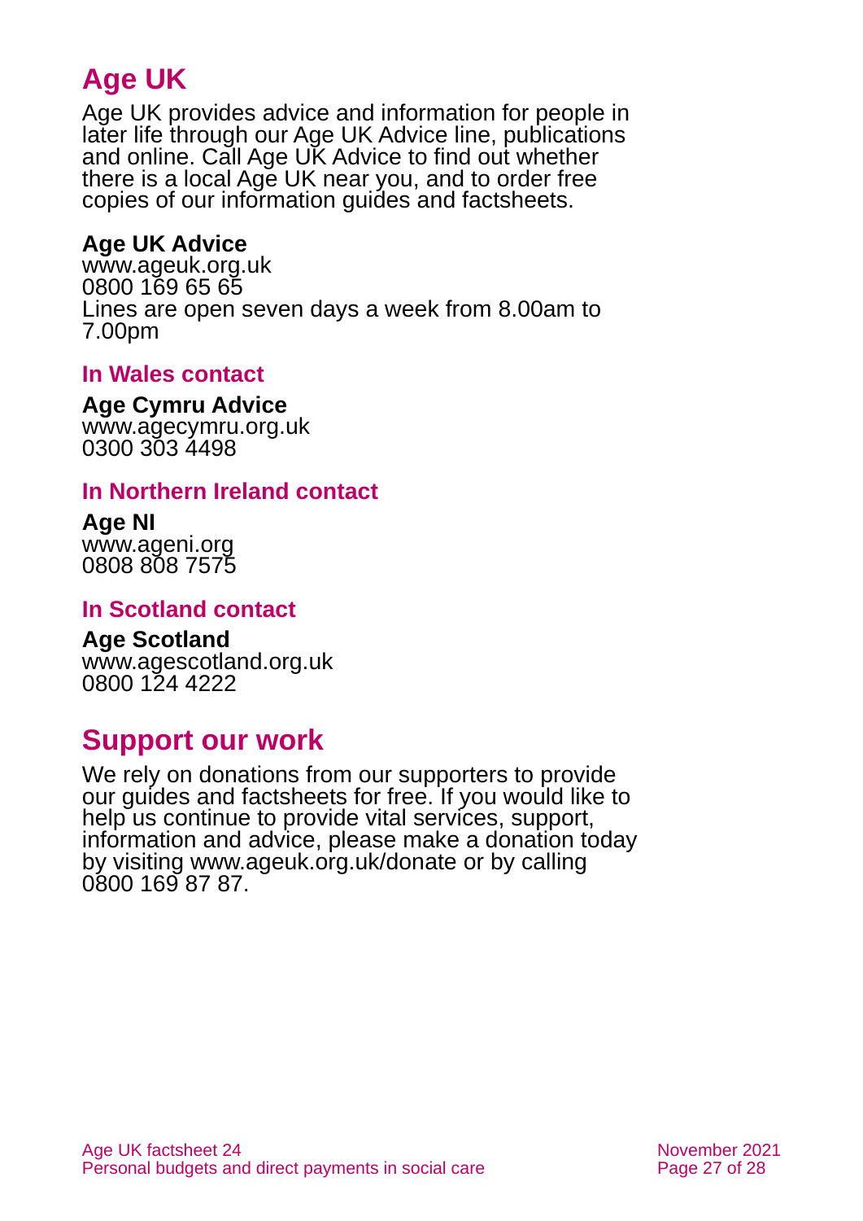## Age UK

Age UK provides advice and information for people in later life through our Age UK Advice line, publications and online. Call Age UK Advice to find out whether there is a local Age UK near you, and to order free copies of our information guides and factsheets.

**Age UK Advice**
www.ageuk.org.uk
0800 169 65 65
Lines are open seven days a week from 8.00am to 7.00pm

### In Wales contact

**Age Cymru Advice**
www.agecymru.org.uk
0300 303 4498

### In Northern Ireland contact

**Age NI**
www.ageni.org
0808 808 7575

### In Scotland contact

**Age Scotland**
www.agescotland.org.uk
0800 124 4222

## Support our work

We rely on donations from our supporters to provide our guides and factsheets for free. If you would like to help us continue to provide vital services, support, information and advice, please make a donation today by visiting www.ageuk.org.uk/donate or by calling 0800 169 87 87.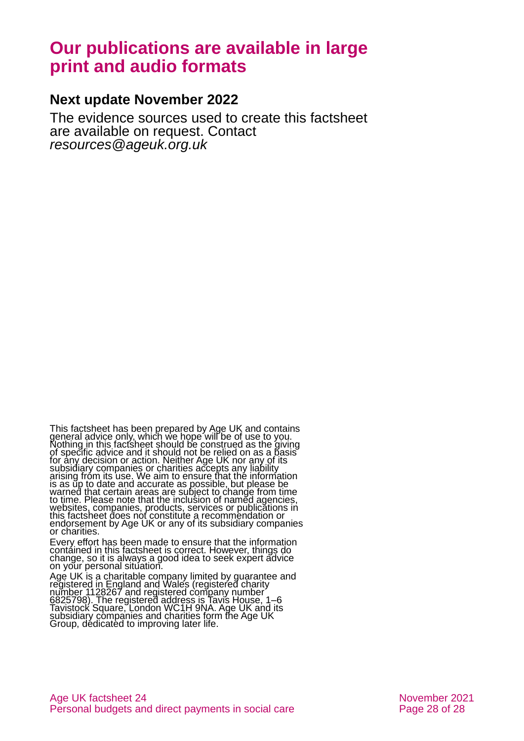# Our publications are available in large print and audio formats

## Next update November 2022

The evidence sources used to create this factsheet are available on request. Contact *resources@ageuk.org.uk*

This factsheet has been prepared by Age UK and contains general advice only, which we hope will be of use to you. Nothing in this factsheet should be construed as the giving of specific advice and it should not be relied on as a basis for any decision or action. Neither Age UK nor any of its subsidiary companies or charities accepts any liability arising from its use. We aim to ensure that the information is as up to date and accurate as possible, but please be warned that certain areas are subject to change from time to time. Please note that the inclusion of named agencies, websites, companies, products, services or publications in this factsheet does not constitute a recommendation or endorsement by Age UK or any of its subsidiary companies or charities.

Every effort has been made to ensure that the information contained in this factsheet is correct. However, things do change, so it is always a good idea to seek expert advice on your personal situation.

Age UK is a charitable company limited by guarantee and registered in England and Wales (registered charity number 1128267 and registered company number 6825798). The registered address is Tavis House, 1–6 Tavistock Square, London WC1H 9NA. Age UK and its subsidiary companies and charities form the Age UK Group, dedicated to improving later life.